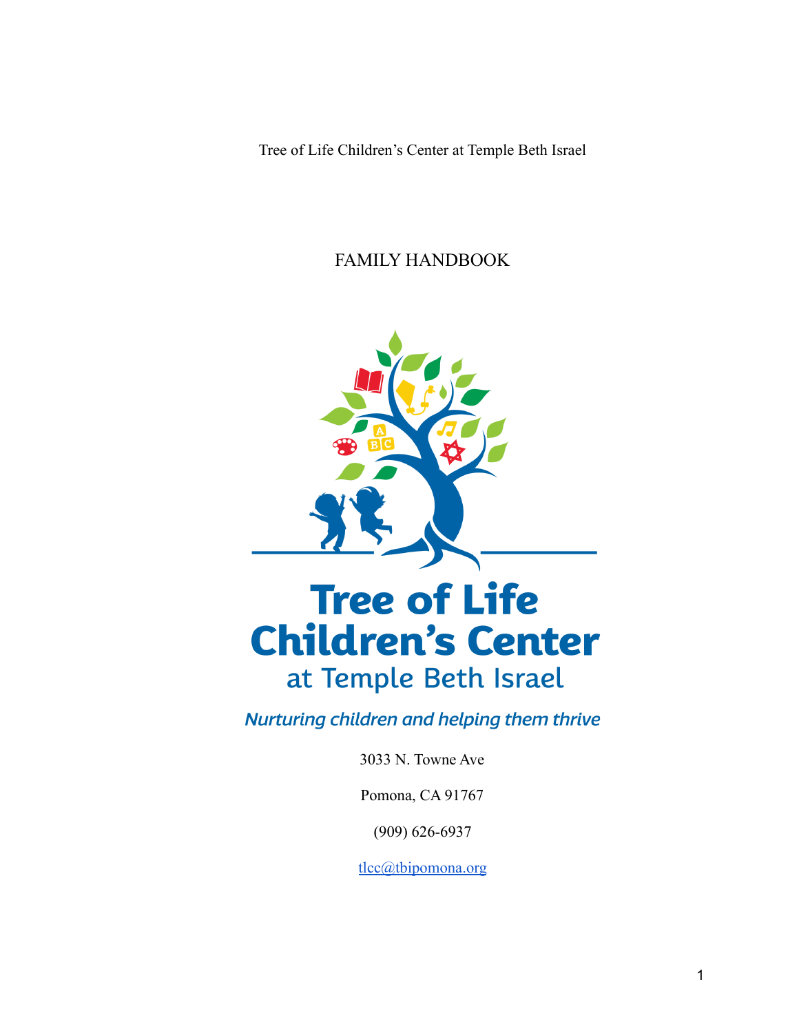Tree of Life Children's Center at Temple Beth Israel

# FAMILY HANDBOOK

**Tree of Life Children's Center**
at Temple Beth Israel

*Nurturing children and helping them thrive*

3033 N. Towne Ave

Pomona, CA 91767

(909) 626-6937

tlcc@tbipomona.org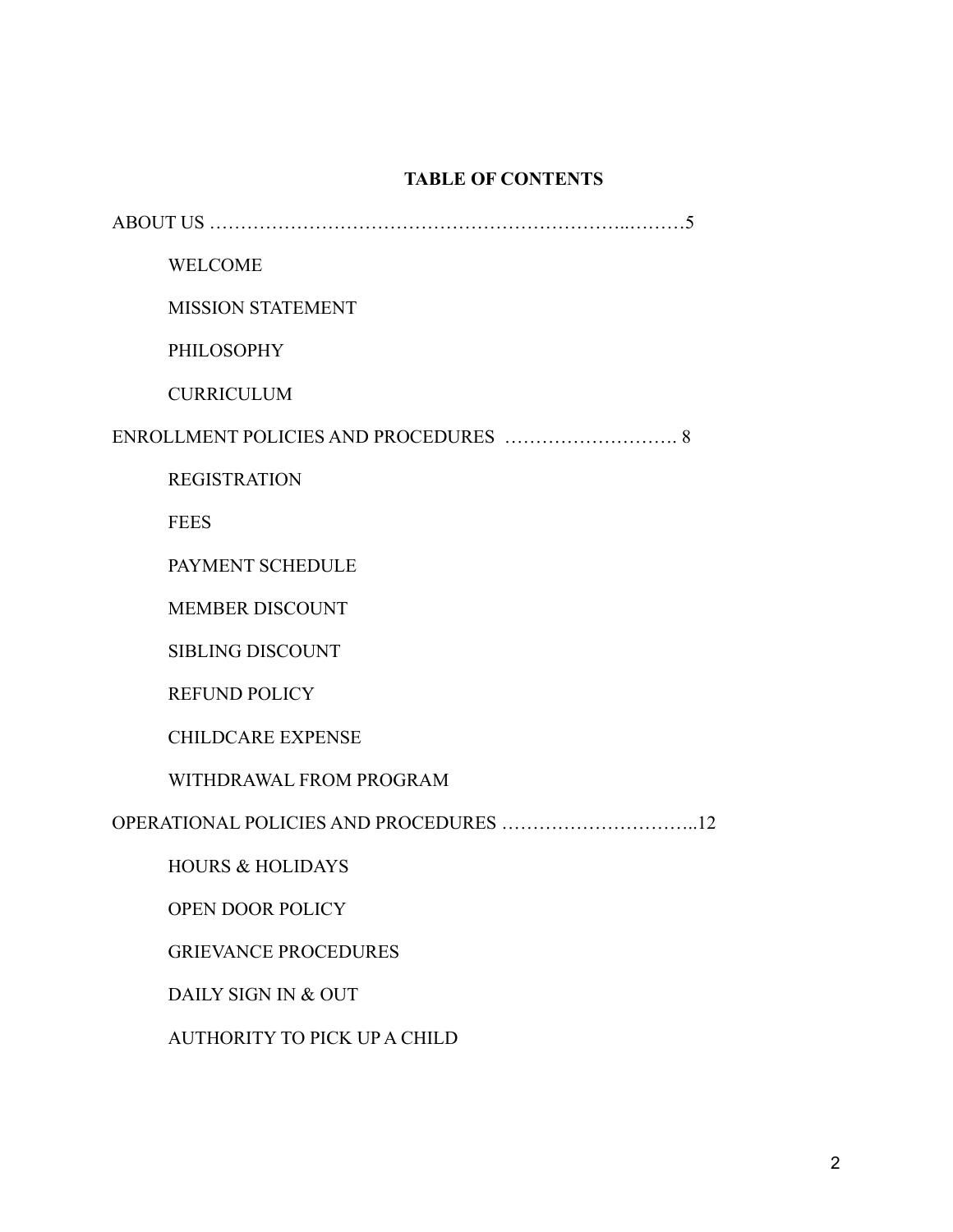**TABLE OF CONTENTS**

ABOUT US ………………………………………………………..………5

- WELCOME
- MISSION STATEMENT
- PHILOSOPHY
- CURRICULUM

ENROLLMENT POLICIES AND PROCEDURES ………………………. 8

- REGISTRATION
- FEES
- PAYMENT SCHEDULE
- MEMBER DISCOUNT
- SIBLING DISCOUNT
- REFUND POLICY
- CHILDCARE EXPENSE
- WITHDRAWAL FROM PROGRAM

OPERATIONAL POLICIES AND PROCEDURES …………………………..12

- HOURS & HOLIDAYS
- OPEN DOOR POLICY
- GRIEVANCE PROCEDURES
- DAILY SIGN IN & OUT
- AUTHORITY TO PICK UP A CHILD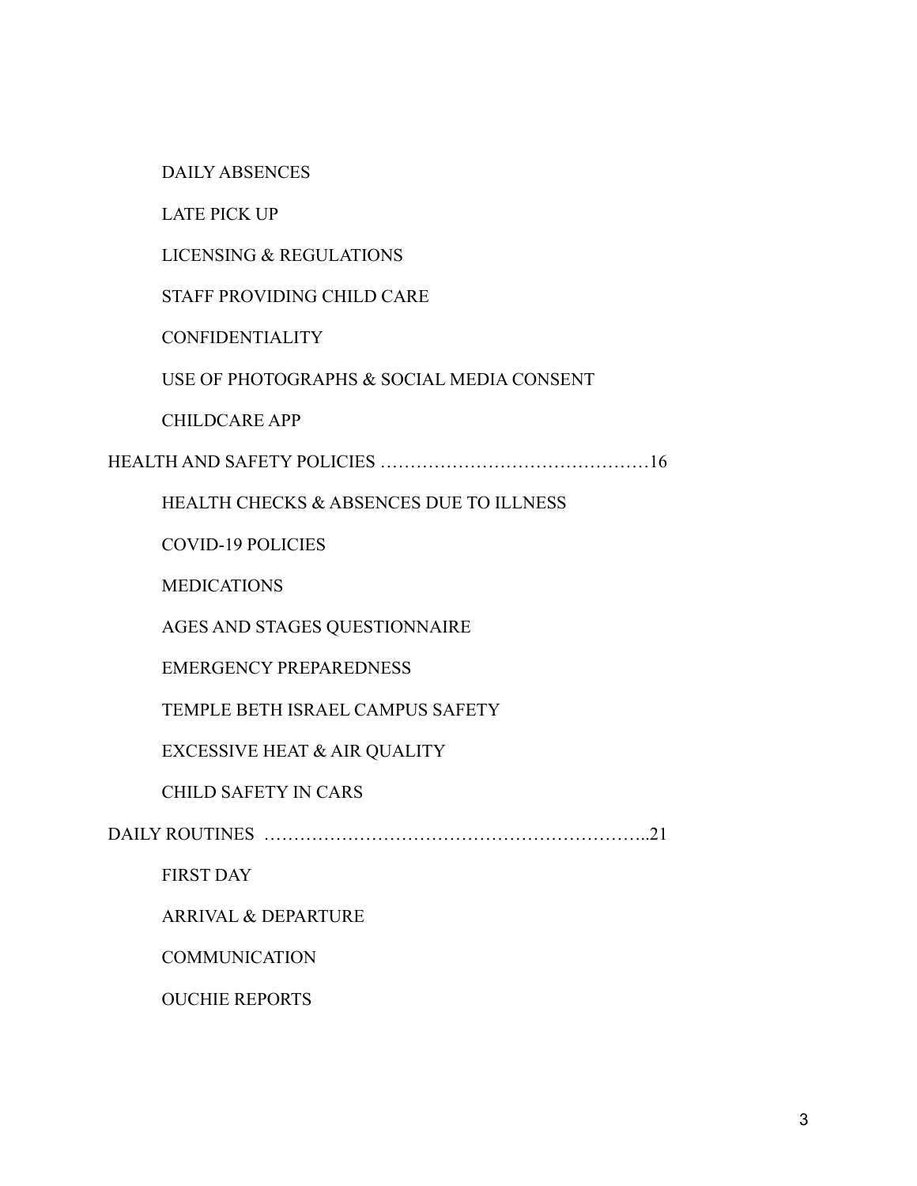- DAILY ABSENCES
- LATE PICK UP
- LICENSING & REGULATIONS
- STAFF PROVIDING CHILD CARE
- CONFIDENTIALITY
- USE OF PHOTOGRAPHS & SOCIAL MEDIA CONSENT
- CHILDCARE APP

HEALTH AND SAFETY POLICIES ……………………………………16

- HEALTH CHECKS & ABSENCES DUE TO ILLNESS
- COVID-19 POLICIES
- MEDICATIONS
- AGES AND STAGES QUESTIONNAIRE
- EMERGENCY PREPAREDNESS
- TEMPLE BETH ISRAEL CAMPUS SAFETY
- EXCESSIVE HEAT & AIR QUALITY
- CHILD SAFETY IN CARS

DAILY ROUTINES ………………………………………………………..21

- FIRST DAY
- ARRIVAL & DEPARTURE
- COMMUNICATION
- OUCHIE REPORTS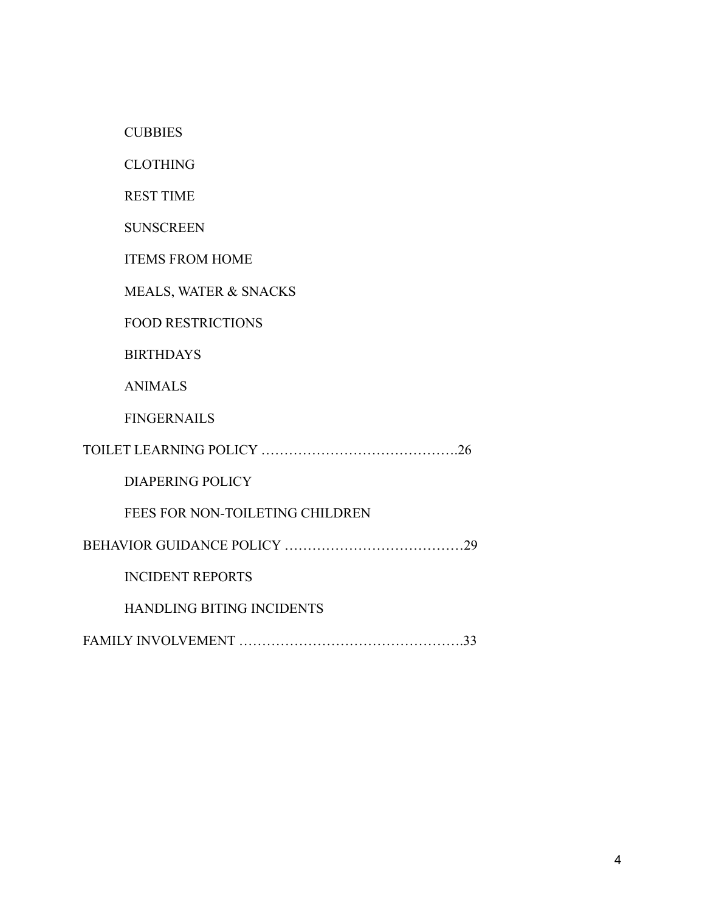- CUBBIES
- CLOTHING
- REST TIME
- SUNSCREEN
- ITEMS FROM HOME
- MEALS, WATER & SNACKS
- FOOD RESTRICTIONS
- BIRTHDAYS
- ANIMALS
- FINGERNAILS

TOILET LEARNING POLICY …………………………………….26

- DIAPERING POLICY
- FEES FOR NON-TOILETING CHILDREN

BEHAVIOR GUIDANCE POLICY …………………………………29

- INCIDENT REPORTS
- HANDLING BITING INCIDENTS

FAMILY INVOLVEMENT ………………………………………….33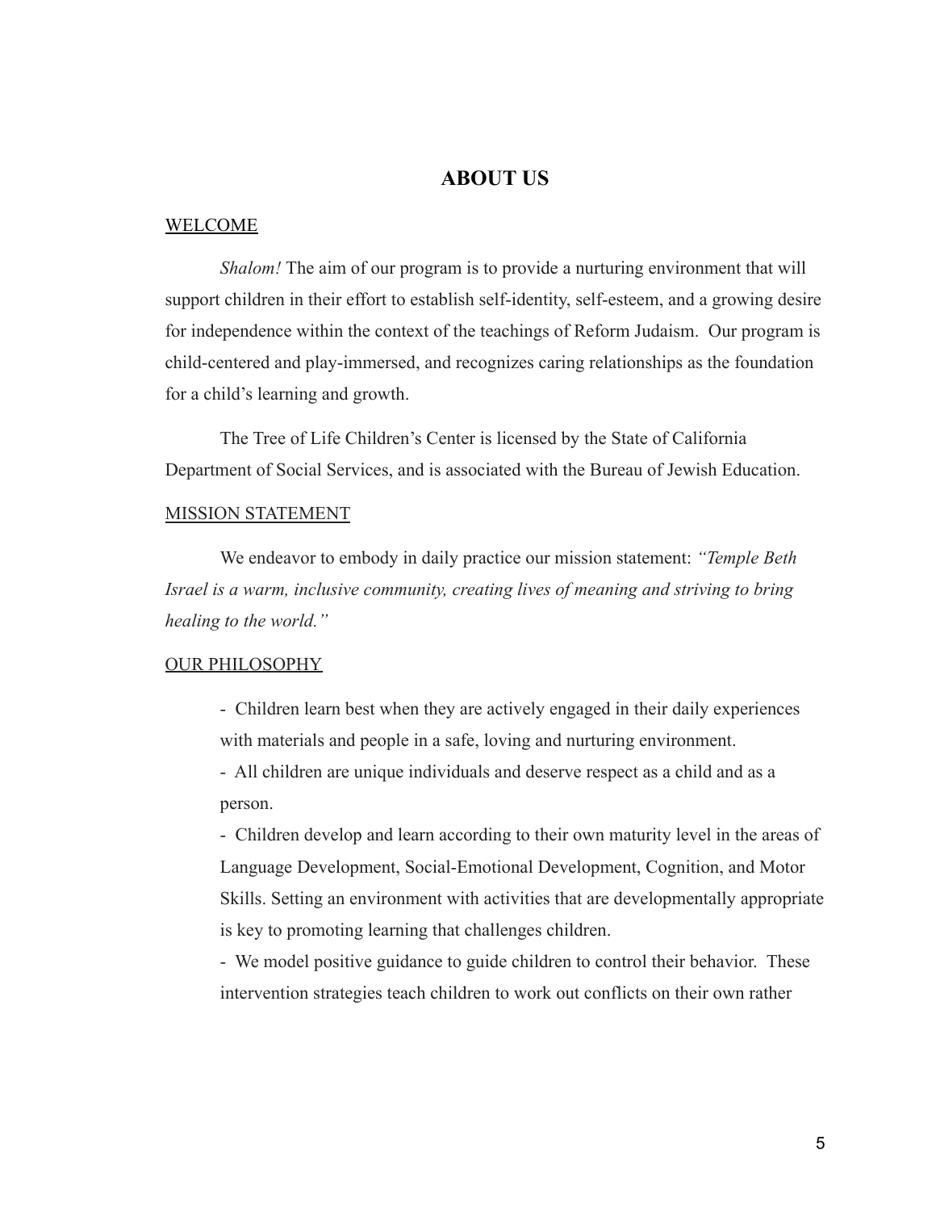# ABOUT US

## WELCOME

*Shalom!* The aim of our program is to provide a nurturing environment that will support children in their effort to establish self-identity, self-esteem, and a growing desire for independence within the context of the teachings of Reform Judaism. Our program is child-centered and play-immersed, and recognizes caring relationships as the foundation for a child's learning and growth.

The Tree of Life Children's Center is licensed by the State of California Department of Social Services, and is associated with the Bureau of Jewish Education.

## MISSION STATEMENT

We endeavor to embody in daily practice our mission statement: *"Temple Beth Israel is a warm, inclusive community, creating lives of meaning and striving to bring healing to the world."*

## OUR PHILOSOPHY

- Children learn best when they are actively engaged in their daily experiences with materials and people in a safe, loving and nurturing environment.
- All children are unique individuals and deserve respect as a child and as a person.
- Children develop and learn according to their own maturity level in the areas of Language Development, Social-Emotional Development, Cognition, and Motor Skills. Setting an environment with activities that are developmentally appropriate is key to promoting learning that challenges children.
- We model positive guidance to guide children to control their behavior. These intervention strategies teach children to work out conflicts on their own rather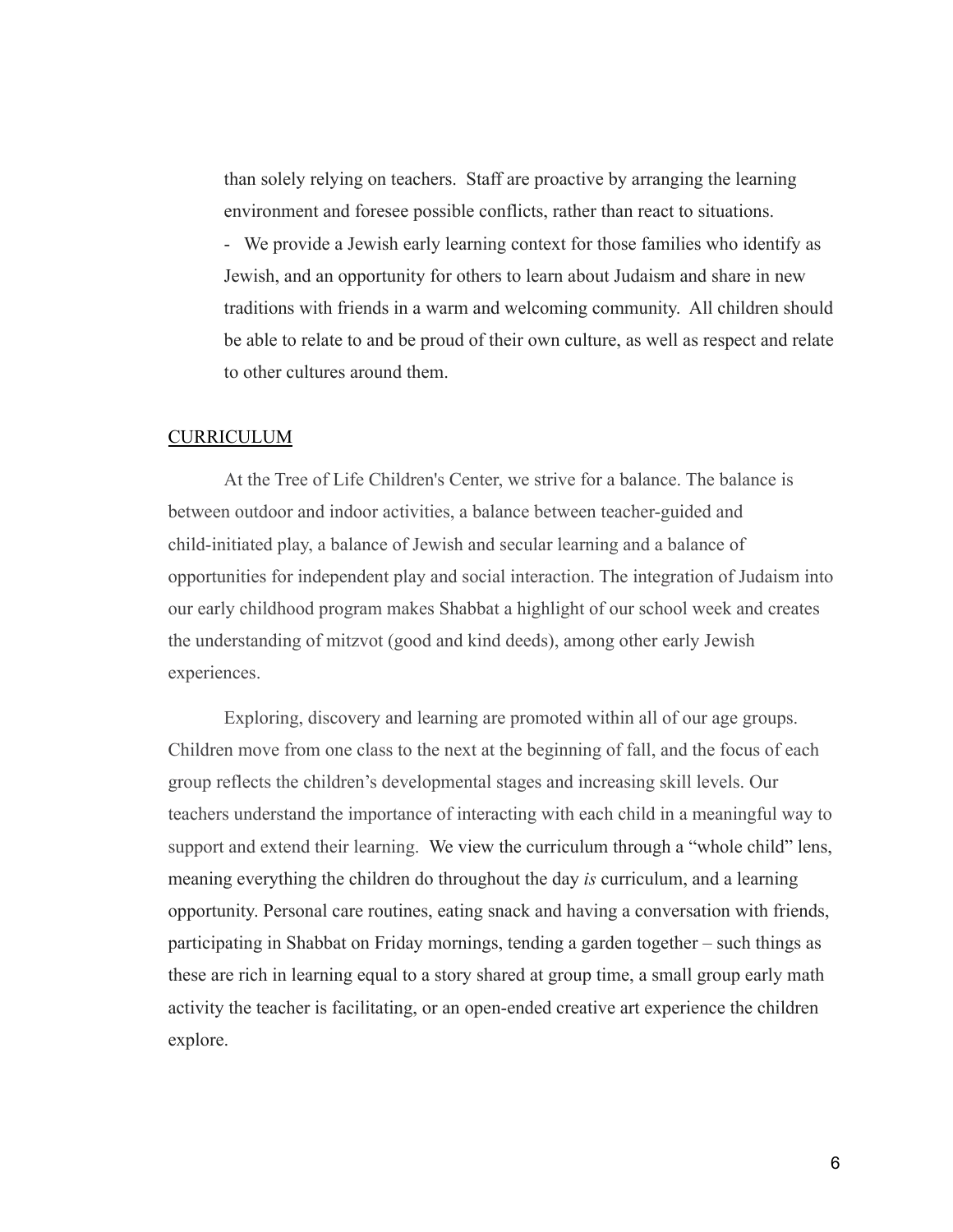than solely relying on teachers. Staff are proactive by arranging the learning environment and foresee possible conflicts, rather than react to situations.

- We provide a Jewish early learning context for those families who identify as Jewish, and an opportunity for others to learn about Judaism and share in new traditions with friends in a warm and welcoming community. All children should be able to relate to and be proud of their own culture, as well as respect and relate to other cultures around them.

## CURRICULUM

At the Tree of Life Children's Center, we strive for a balance. The balance is between outdoor and indoor activities, a balance between teacher-guided and child-initiated play, a balance of Jewish and secular learning and a balance of opportunities for independent play and social interaction. The integration of Judaism into our early childhood program makes Shabbat a highlight of our school week and creates the understanding of mitzvot (good and kind deeds), among other early Jewish experiences.

Exploring, discovery and learning are promoted within all of our age groups. Children move from one class to the next at the beginning of fall, and the focus of each group reflects the children's developmental stages and increasing skill levels. Our teachers understand the importance of interacting with each child in a meaningful way to support and extend their learning. We view the curriculum through a "whole child" lens, meaning everything the children do throughout the day *is* curriculum, and a learning opportunity. Personal care routines, eating snack and having a conversation with friends, participating in Shabbat on Friday mornings, tending a garden together – such things as these are rich in learning equal to a story shared at group time, a small group early math activity the teacher is facilitating, or an open-ended creative art experience the children explore.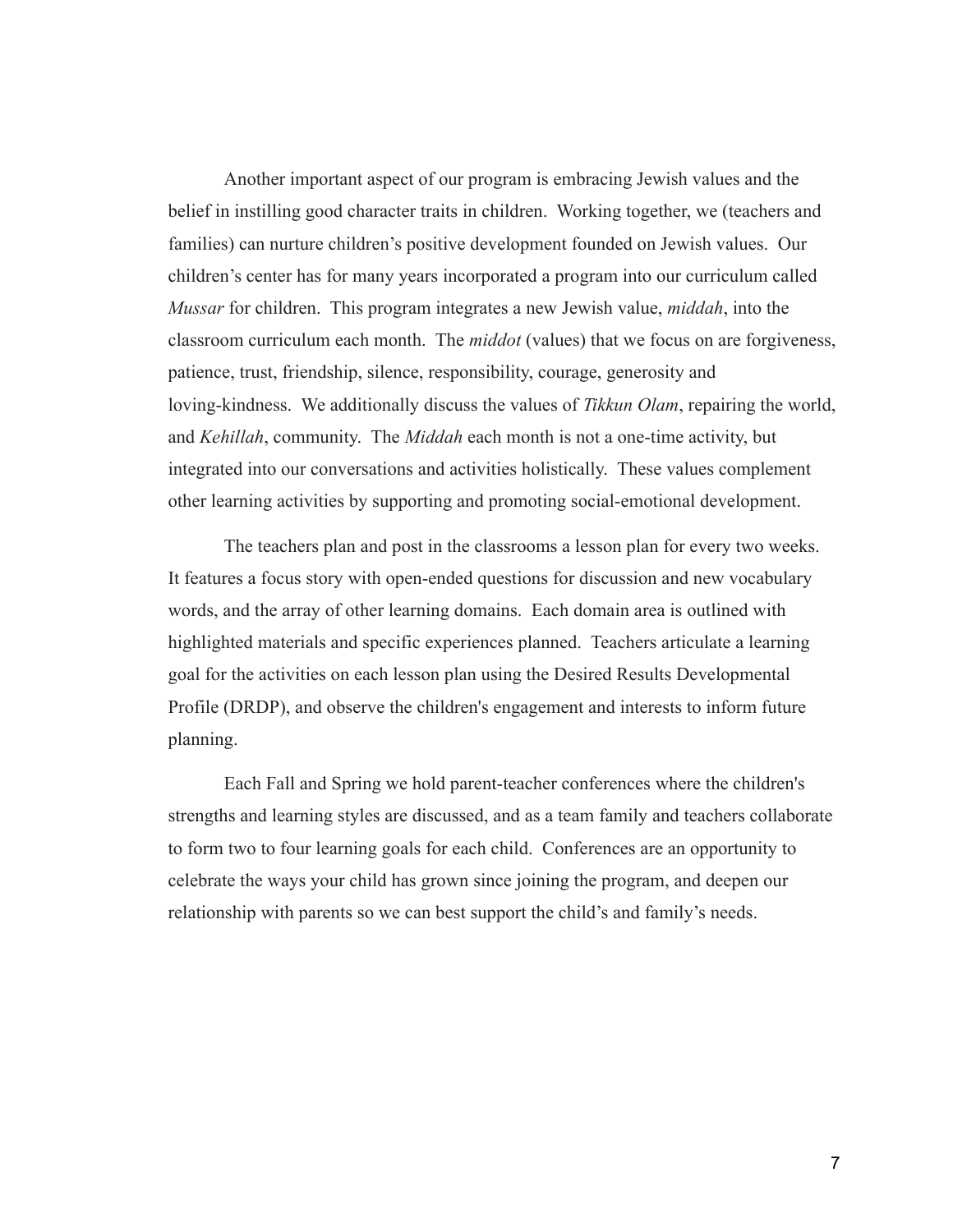Another important aspect of our program is embracing Jewish values and the belief in instilling good character traits in children. Working together, we (teachers and families) can nurture children's positive development founded on Jewish values. Our children's center has for many years incorporated a program into our curriculum called *Mussar* for children. This program integrates a new Jewish value, *middah*, into the classroom curriculum each month. The *middot* (values) that we focus on are forgiveness, patience, trust, friendship, silence, responsibility, courage, generosity and loving-kindness. We additionally discuss the values of *Tikkun Olam*, repairing the world, and *Kehillah*, community. The *Middah* each month is not a one-time activity, but integrated into our conversations and activities holistically. These values complement other learning activities by supporting and promoting social-emotional development.

The teachers plan and post in the classrooms a lesson plan for every two weeks. It features a focus story with open-ended questions for discussion and new vocabulary words, and the array of other learning domains. Each domain area is outlined with highlighted materials and specific experiences planned. Teachers articulate a learning goal for the activities on each lesson plan using the Desired Results Developmental Profile (DRDP), and observe the children's engagement and interests to inform future planning.

Each Fall and Spring we hold parent-teacher conferences where the children's strengths and learning styles are discussed, and as a team family and teachers collaborate to form two to four learning goals for each child. Conferences are an opportunity to celebrate the ways your child has grown since joining the program, and deepen our relationship with parents so we can best support the child's and family's needs.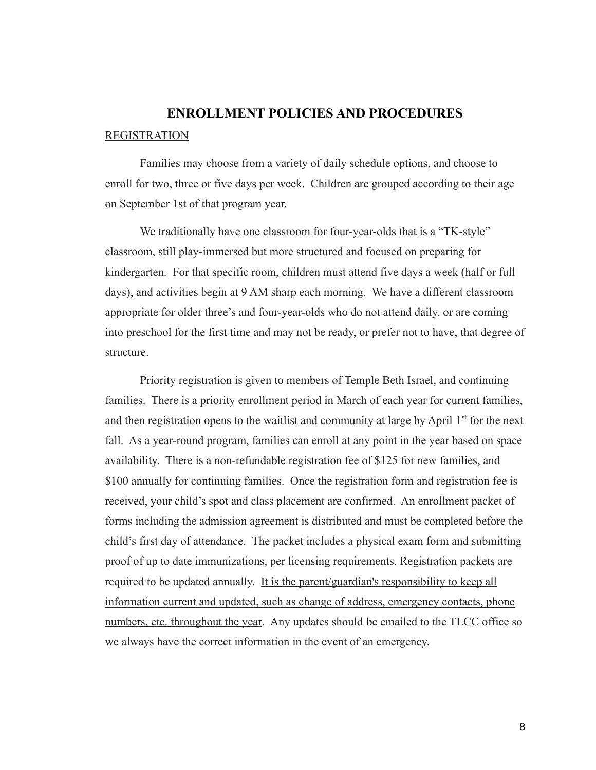## ENROLLMENT POLICIES AND PROCEDURES

<u>REGISTRATION</u>

Families may choose from a variety of daily schedule options, and choose to enroll for two, three or five days per week. Children are grouped according to their age on September 1st of that program year.

We traditionally have one classroom for four-year-olds that is a "TK-style" classroom, still play-immersed but more structured and focused on preparing for kindergarten. For that specific room, children must attend five days a week (half or full days), and activities begin at 9 AM sharp each morning. We have a different classroom appropriate for older three's and four-year-olds who do not attend daily, or are coming into preschool for the first time and may not be ready, or prefer not to have, that degree of structure.

Priority registration is given to members of Temple Beth Israel, and continuing families. There is a priority enrollment period in March of each year for current families, and then registration opens to the waitlist and community at large by April 1st for the next fall. As a year-round program, families can enroll at any point in the year based on space availability. There is a non-refundable registration fee of $125 for new families, and $100 annually for continuing families. Once the registration form and registration fee is received, your child's spot and class placement are confirmed. An enrollment packet of forms including the admission agreement is distributed and must be completed before the child's first day of attendance. The packet includes a physical exam form and submitting proof of up to date immunizations, per licensing requirements. Registration packets are required to be updated annually. <u>It is the parent/guardian's responsibility to keep all information current and updated, such as change of address, emergency contacts, phone numbers, etc. throughout the year</u>. Any updates should be emailed to the TLCC office so we always have the correct information in the event of an emergency.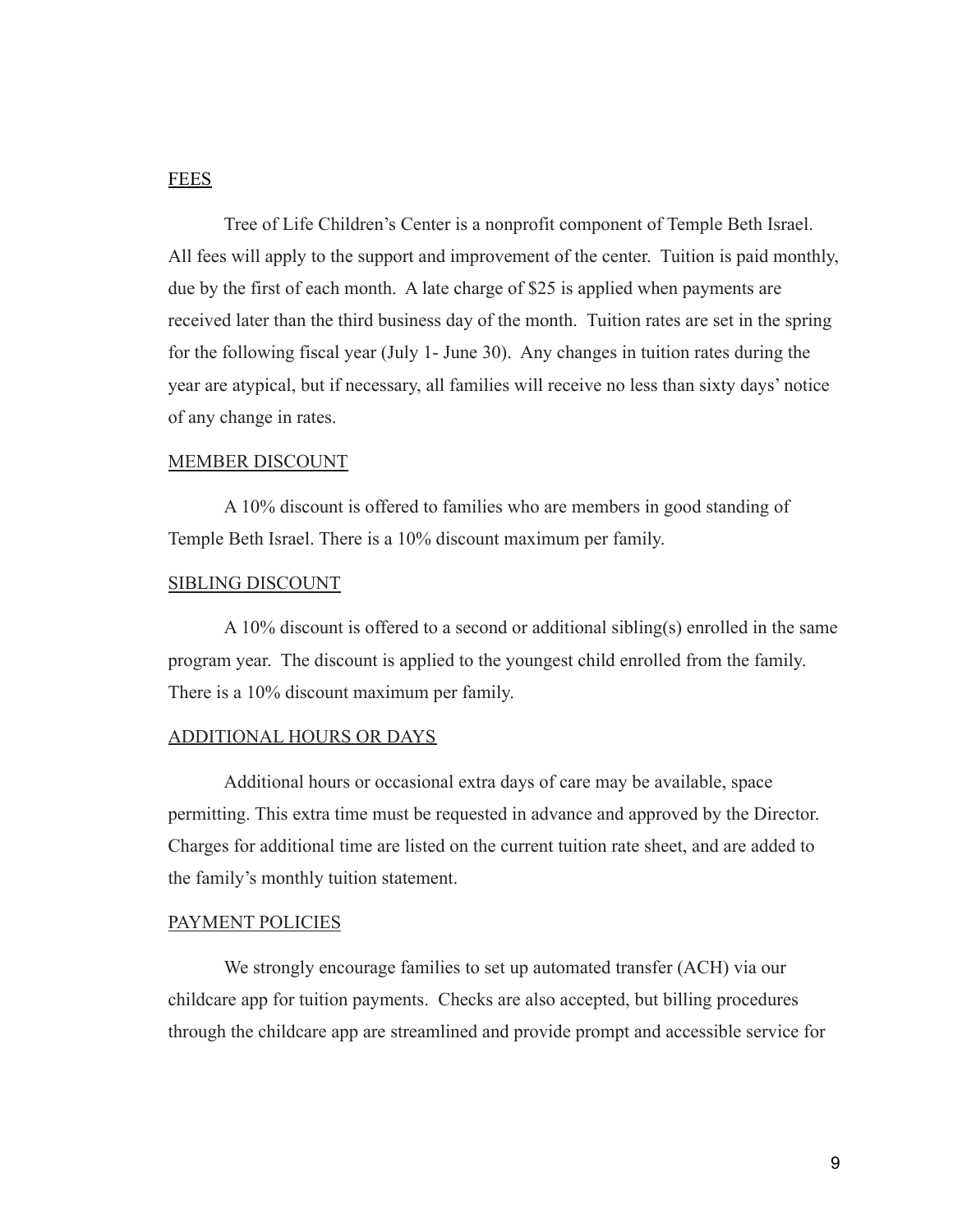## FEES

Tree of Life Children's Center is a nonprofit component of Temple Beth Israel. All fees will apply to the support and improvement of the center. Tuition is paid monthly, due by the first of each month. A late charge of $25 is applied when payments are received later than the third business day of the month. Tuition rates are set in the spring for the following fiscal year (July 1- June 30). Any changes in tuition rates during the year are atypical, but if necessary, all families will receive no less than sixty days' notice of any change in rates.

## MEMBER DISCOUNT

A 10% discount is offered to families who are members in good standing of Temple Beth Israel. There is a 10% discount maximum per family.

## SIBLING DISCOUNT

A 10% discount is offered to a second or additional sibling(s) enrolled in the same program year. The discount is applied to the youngest child enrolled from the family. There is a 10% discount maximum per family.

## ADDITIONAL HOURS OR DAYS

Additional hours or occasional extra days of care may be available, space permitting. This extra time must be requested in advance and approved by the Director. Charges for additional time are listed on the current tuition rate sheet, and are added to the family's monthly tuition statement.

## PAYMENT POLICIES

We strongly encourage families to set up automated transfer (ACH) via our childcare app for tuition payments. Checks are also accepted, but billing procedures through the childcare app are streamlined and provide prompt and accessible service for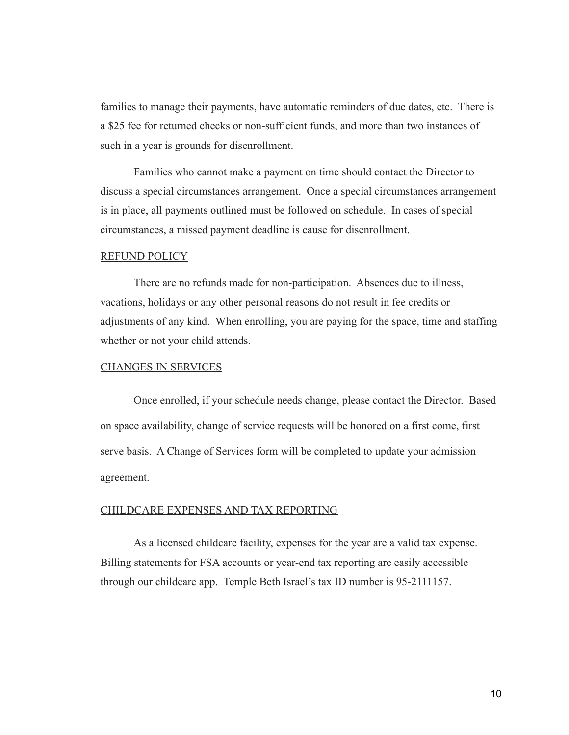families to manage their payments, have automatic reminders of due dates, etc. There is a $25 fee for returned checks or non-sufficient funds, and more than two instances of such in a year is grounds for disenrollment.

Families who cannot make a payment on time should contact the Director to discuss a special circumstances arrangement. Once a special circumstances arrangement is in place, all payments outlined must be followed on schedule. In cases of special circumstances, a missed payment deadline is cause for disenrollment.

## REFUND POLICY

There are no refunds made for non-participation. Absences due to illness, vacations, holidays or any other personal reasons do not result in fee credits or adjustments of any kind. When enrolling, you are paying for the space, time and staffing whether or not your child attends.

## CHANGES IN SERVICES

Once enrolled, if your schedule needs change, please contact the Director. Based on space availability, change of service requests will be honored on a first come, first serve basis. A Change of Services form will be completed to update your admission agreement.

## CHILDCARE EXPENSES AND TAX REPORTING

As a licensed childcare facility, expenses for the year are a valid tax expense. Billing statements for FSA accounts or year-end tax reporting are easily accessible through our childcare app. Temple Beth Israel's tax ID number is 95-2111157.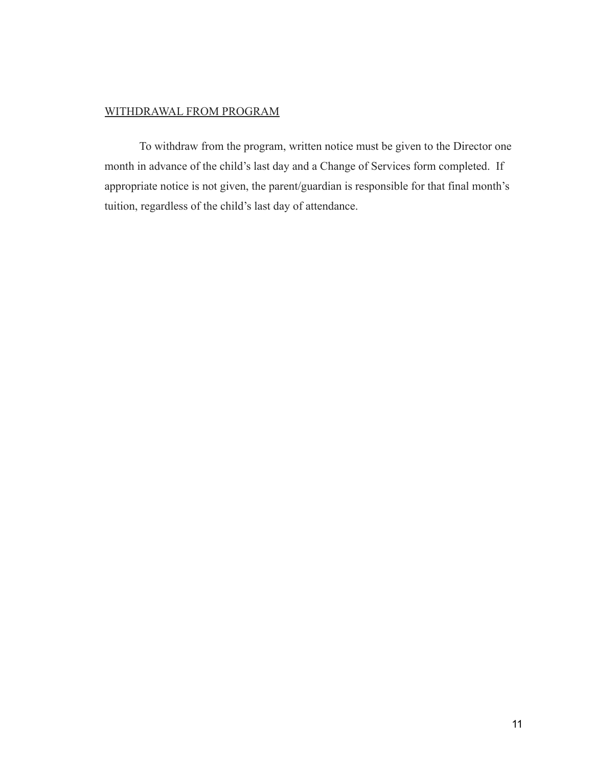## WITHDRAWAL FROM PROGRAM

To withdraw from the program, written notice must be given to the Director one month in advance of the child's last day and a Change of Services form completed. If appropriate notice is not given, the parent/guardian is responsible for that final month's tuition, regardless of the child's last day of attendance.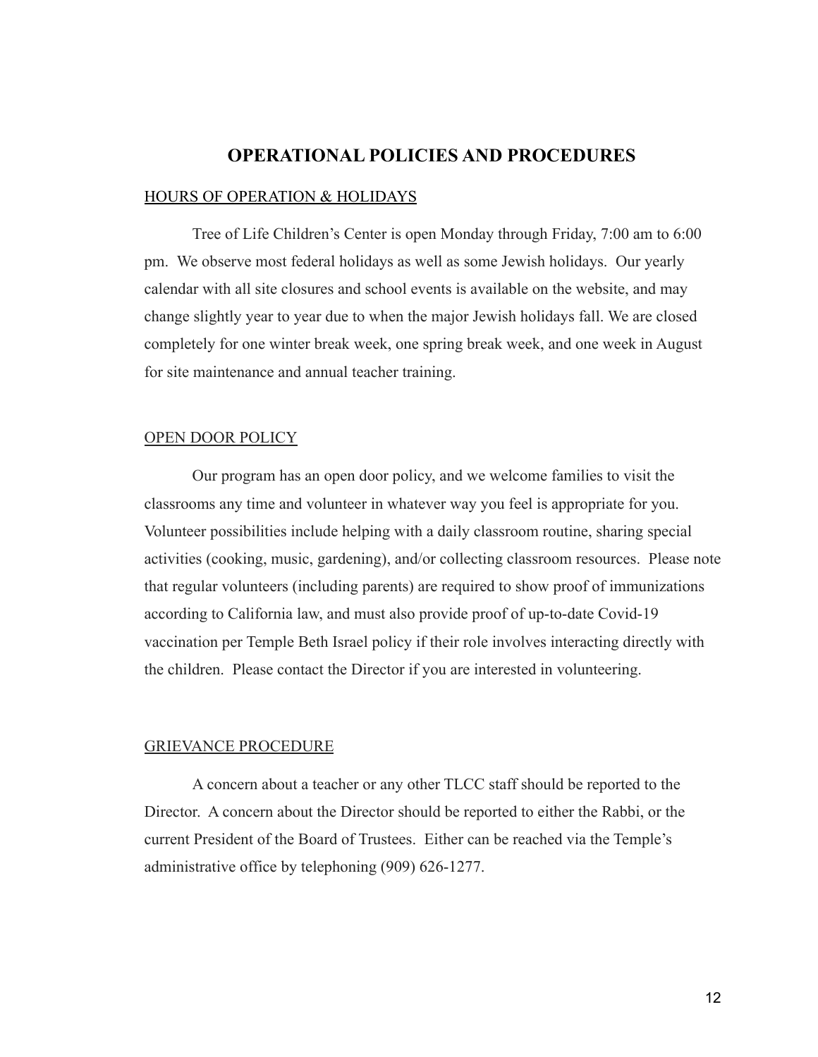# OPERATIONAL POLICIES AND PROCEDURES

## HOURS OF OPERATION & HOLIDAYS

Tree of Life Children's Center is open Monday through Friday, 7:00 am to 6:00 pm. We observe most federal holidays as well as some Jewish holidays. Our yearly calendar with all site closures and school events is available on the website, and may change slightly year to year due to when the major Jewish holidays fall. We are closed completely for one winter break week, one spring break week, and one week in August for site maintenance and annual teacher training.

## OPEN DOOR POLICY

Our program has an open door policy, and we welcome families to visit the classrooms any time and volunteer in whatever way you feel is appropriate for you. Volunteer possibilities include helping with a daily classroom routine, sharing special activities (cooking, music, gardening), and/or collecting classroom resources. Please note that regular volunteers (including parents) are required to show proof of immunizations according to California law, and must also provide proof of up-to-date Covid-19 vaccination per Temple Beth Israel policy if their role involves interacting directly with the children. Please contact the Director if you are interested in volunteering.

## GRIEVANCE PROCEDURE

A concern about a teacher or any other TLCC staff should be reported to the Director. A concern about the Director should be reported to either the Rabbi, or the current President of the Board of Trustees. Either can be reached via the Temple's administrative office by telephoning (909) 626-1277.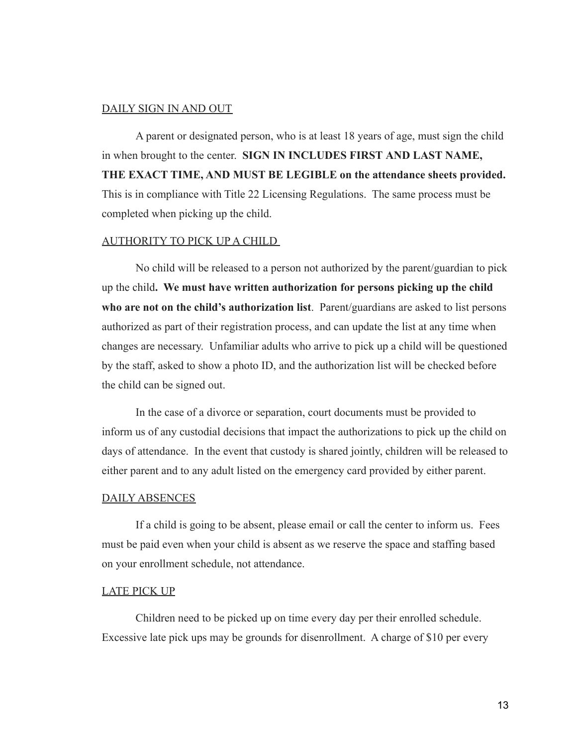## DAILY SIGN IN AND OUT

A parent or designated person, who is at least 18 years of age, must sign the child in when brought to the center. **SIGN IN INCLUDES FIRST AND LAST NAME, THE EXACT TIME, AND MUST BE LEGIBLE on the attendance sheets provided.** This is in compliance with Title 22 Licensing Regulations. The same process must be completed when picking up the child.

## AUTHORITY TO PICK UP A CHILD

No child will be released to a person not authorized by the parent/guardian to pick up the child**. We must have written authorization for persons picking up the child who are not on the child's authorization list**. Parent/guardians are asked to list persons authorized as part of their registration process, and can update the list at any time when changes are necessary. Unfamiliar adults who arrive to pick up a child will be questioned by the staff, asked to show a photo ID, and the authorization list will be checked before the child can be signed out.

In the case of a divorce or separation, court documents must be provided to inform us of any custodial decisions that impact the authorizations to pick up the child on days of attendance. In the event that custody is shared jointly, children will be released to either parent and to any adult listed on the emergency card provided by either parent.

## DAILY ABSENCES

If a child is going to be absent, please email or call the center to inform us. Fees must be paid even when your child is absent as we reserve the space and staffing based on your enrollment schedule, not attendance.

## LATE PICK UP

Children need to be picked up on time every day per their enrolled schedule. Excessive late pick ups may be grounds for disenrollment. A charge of $10 per every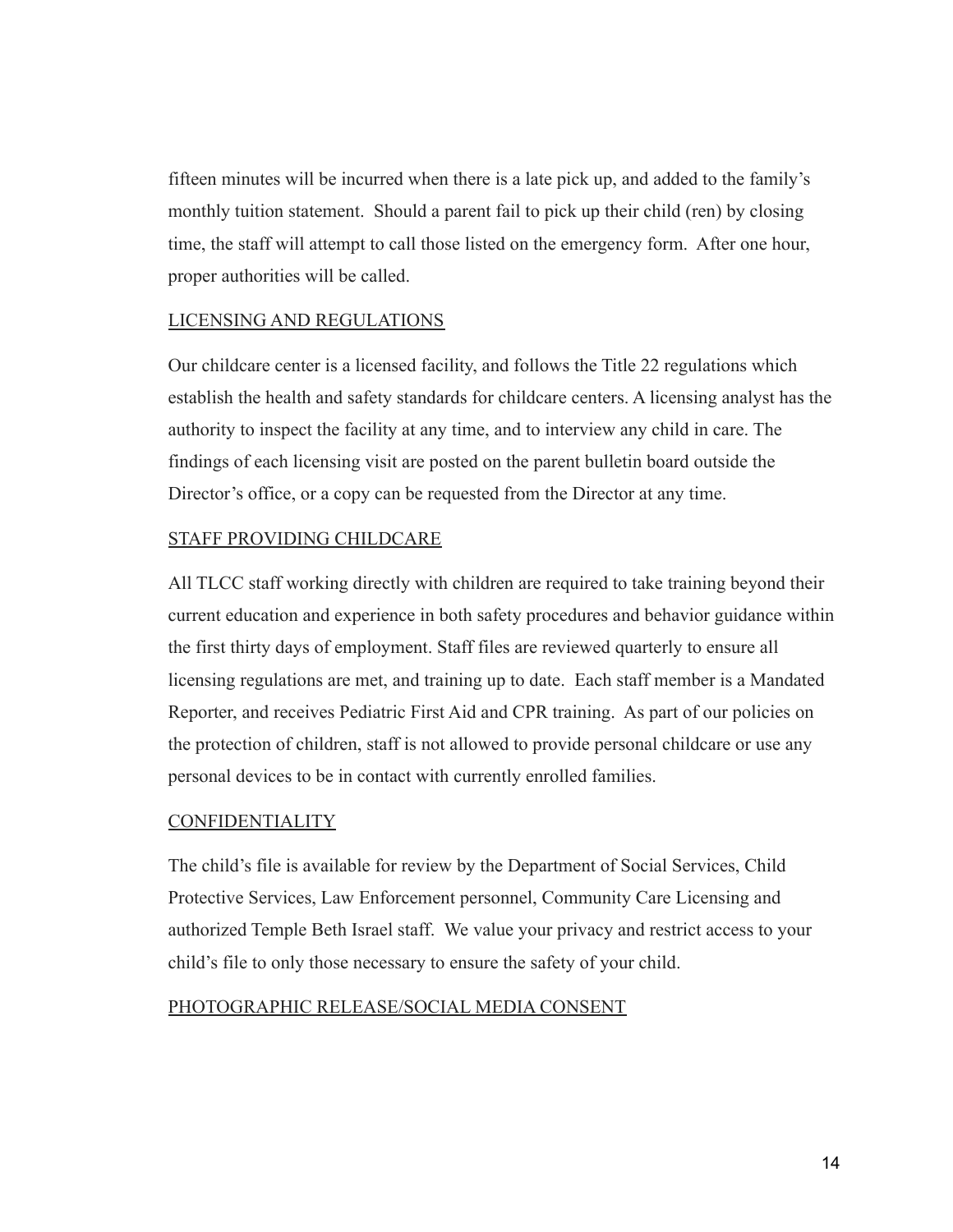fifteen minutes will be incurred when there is a late pick up, and added to the family's monthly tuition statement. Should a parent fail to pick up their child (ren) by closing time, the staff will attempt to call those listed on the emergency form. After one hour, proper authorities will be called.

## LICENSING AND REGULATIONS

Our childcare center is a licensed facility, and follows the Title 22 regulations which establish the health and safety standards for childcare centers. A licensing analyst has the authority to inspect the facility at any time, and to interview any child in care. The findings of each licensing visit are posted on the parent bulletin board outside the Director's office, or a copy can be requested from the Director at any time.

## STAFF PROVIDING CHILDCARE

All TLCC staff working directly with children are required to take training beyond their current education and experience in both safety procedures and behavior guidance within the first thirty days of employment. Staff files are reviewed quarterly to ensure all licensing regulations are met, and training up to date. Each staff member is a Mandated Reporter, and receives Pediatric First Aid and CPR training. As part of our policies on the protection of children, staff is not allowed to provide personal childcare or use any personal devices to be in contact with currently enrolled families.

## CONFIDENTIALITY

The child's file is available for review by the Department of Social Services, Child Protective Services, Law Enforcement personnel, Community Care Licensing and authorized Temple Beth Israel staff. We value your privacy and restrict access to your child's file to only those necessary to ensure the safety of your child.

## PHOTOGRAPHIC RELEASE/SOCIAL MEDIA CONSENT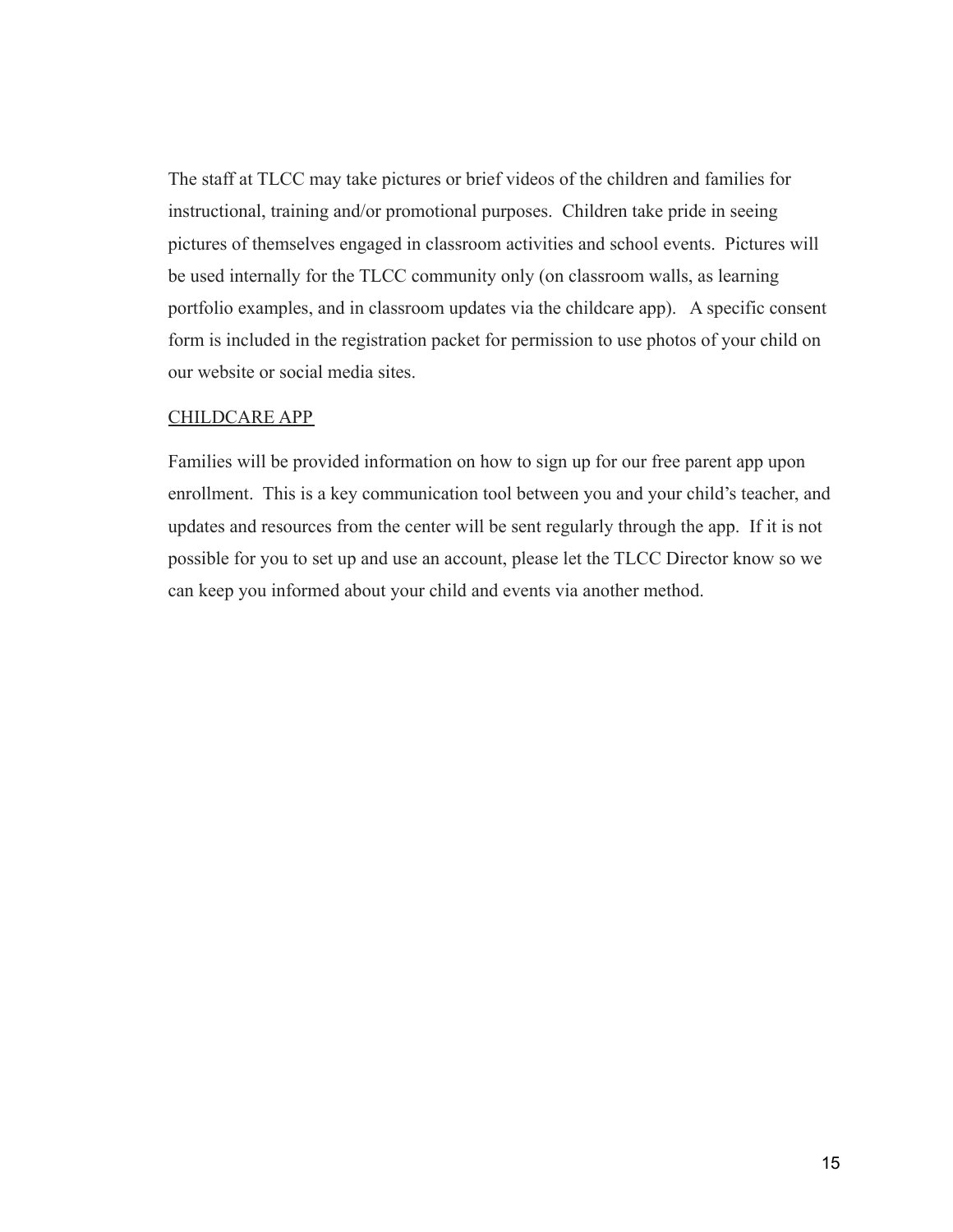The staff at TLCC may take pictures or brief videos of the children and families for instructional, training and/or promotional purposes. Children take pride in seeing pictures of themselves engaged in classroom activities and school events. Pictures will be used internally for the TLCC community only (on classroom walls, as learning portfolio examples, and in classroom updates via the childcare app). A specific consent form is included in the registration packet for permission to use photos of your child on our website or social media sites.

## CHILDCARE APP

Families will be provided information on how to sign up for our free parent app upon enrollment. This is a key communication tool between you and your child's teacher, and updates and resources from the center will be sent regularly through the app. If it is not possible for you to set up and use an account, please let the TLCC Director know so we can keep you informed about your child and events via another method.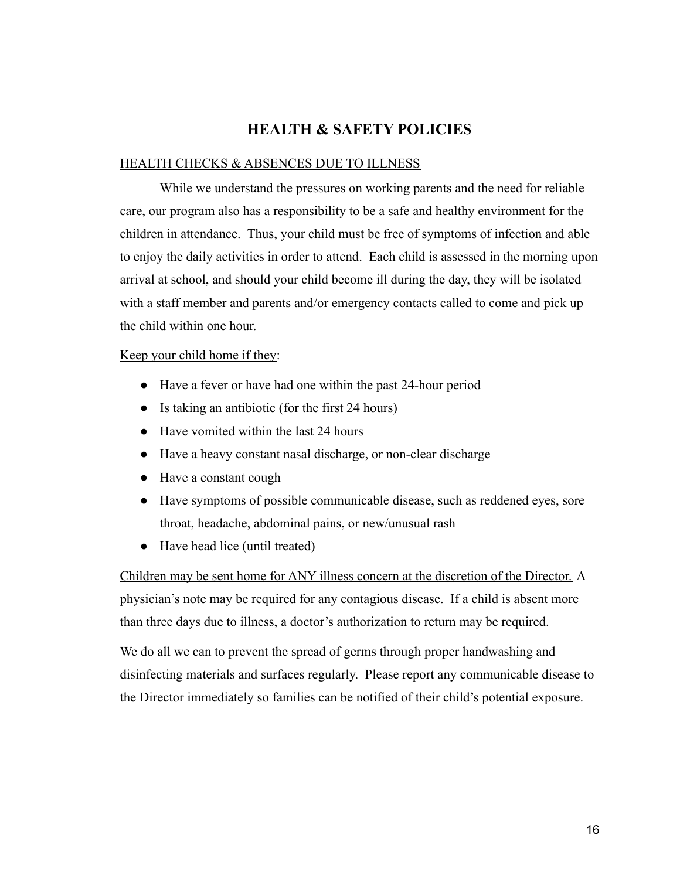# HEALTH & SAFETY POLICIES

HEALTH CHECKS & ABSENCES DUE TO ILLNESS

While we understand the pressures on working parents and the need for reliable care, our program also has a responsibility to be a safe and healthy environment for the children in attendance. Thus, your child must be free of symptoms of infection and able to enjoy the daily activities in order to attend. Each child is assessed in the morning upon arrival at school, and should your child become ill during the day, they will be isolated with a staff member and parents and/or emergency contacts called to come and pick up the child within one hour.

Keep your child home if they:

- Have a fever or have had one within the past 24-hour period
- Is taking an antibiotic (for the first 24 hours)
- Have vomited within the last 24 hours
- Have a heavy constant nasal discharge, or non-clear discharge
- Have a constant cough
- Have symptoms of possible communicable disease, such as reddened eyes, sore throat, headache, abdominal pains, or new/unusual rash
- Have head lice (until treated)

Children may be sent home for ANY illness concern at the discretion of the Director. A physician's note may be required for any contagious disease. If a child is absent more than three days due to illness, a doctor's authorization to return may be required.

We do all we can to prevent the spread of germs through proper handwashing and disinfecting materials and surfaces regularly. Please report any communicable disease to the Director immediately so families can be notified of their child's potential exposure.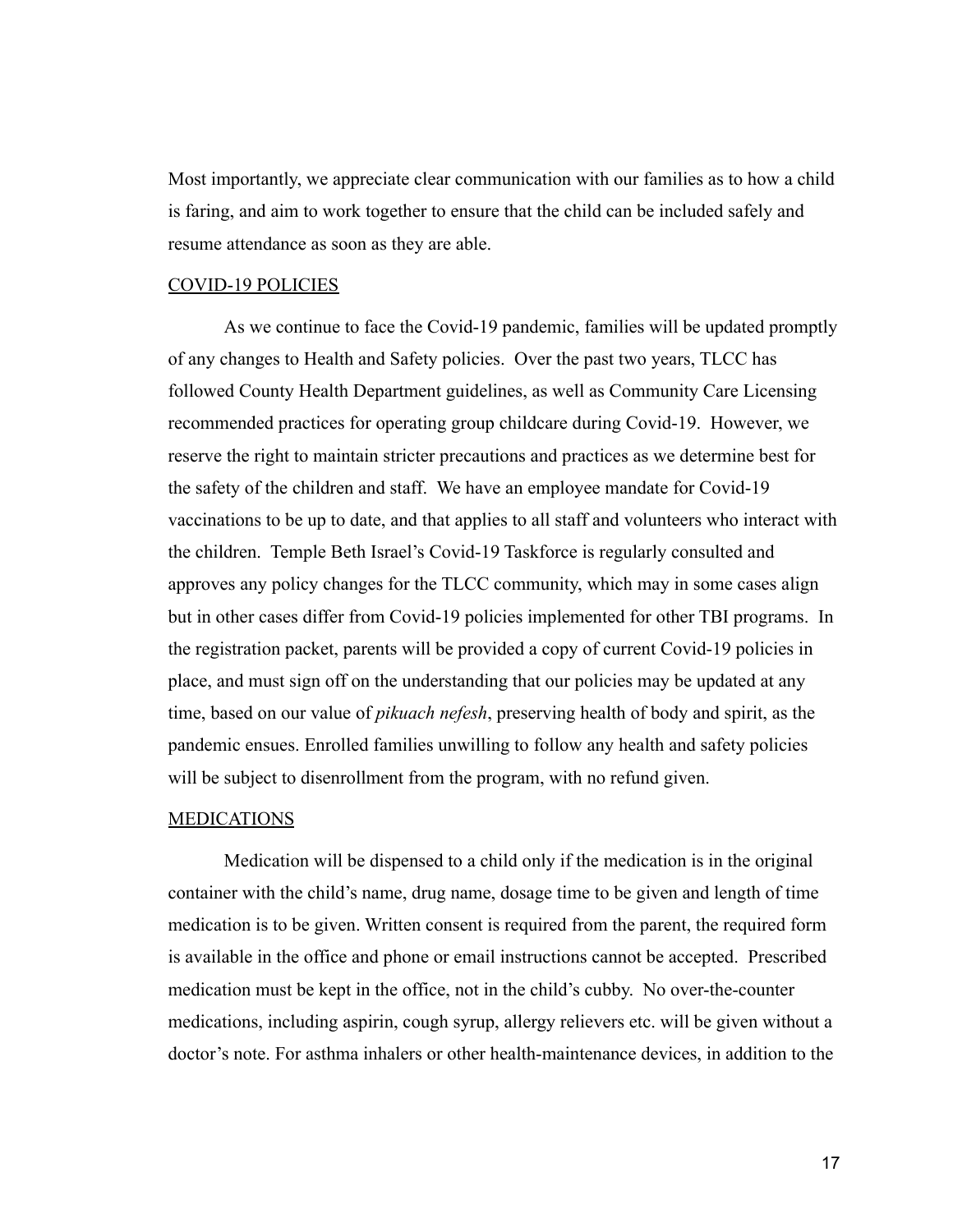Most importantly, we appreciate clear communication with our families as to how a child is faring, and aim to work together to ensure that the child can be included safely and resume attendance as soon as they are able.

## COVID-19 POLICIES

As we continue to face the Covid-19 pandemic, families will be updated promptly of any changes to Health and Safety policies. Over the past two years, TLCC has followed County Health Department guidelines, as well as Community Care Licensing recommended practices for operating group childcare during Covid-19. However, we reserve the right to maintain stricter precautions and practices as we determine best for the safety of the children and staff. We have an employee mandate for Covid-19 vaccinations to be up to date, and that applies to all staff and volunteers who interact with the children. Temple Beth Israel's Covid-19 Taskforce is regularly consulted and approves any policy changes for the TLCC community, which may in some cases align but in other cases differ from Covid-19 policies implemented for other TBI programs. In the registration packet, parents will be provided a copy of current Covid-19 policies in place, and must sign off on the understanding that our policies may be updated at any time, based on our value of *pikuach nefesh*, preserving health of body and spirit, as the pandemic ensues. Enrolled families unwilling to follow any health and safety policies will be subject to disenrollment from the program, with no refund given.

## MEDICATIONS

Medication will be dispensed to a child only if the medication is in the original container with the child's name, drug name, dosage time to be given and length of time medication is to be given. Written consent is required from the parent, the required form is available in the office and phone or email instructions cannot be accepted. Prescribed medication must be kept in the office, not in the child's cubby. No over-the-counter medications, including aspirin, cough syrup, allergy relievers etc. will be given without a doctor's note. For asthma inhalers or other health-maintenance devices, in addition to the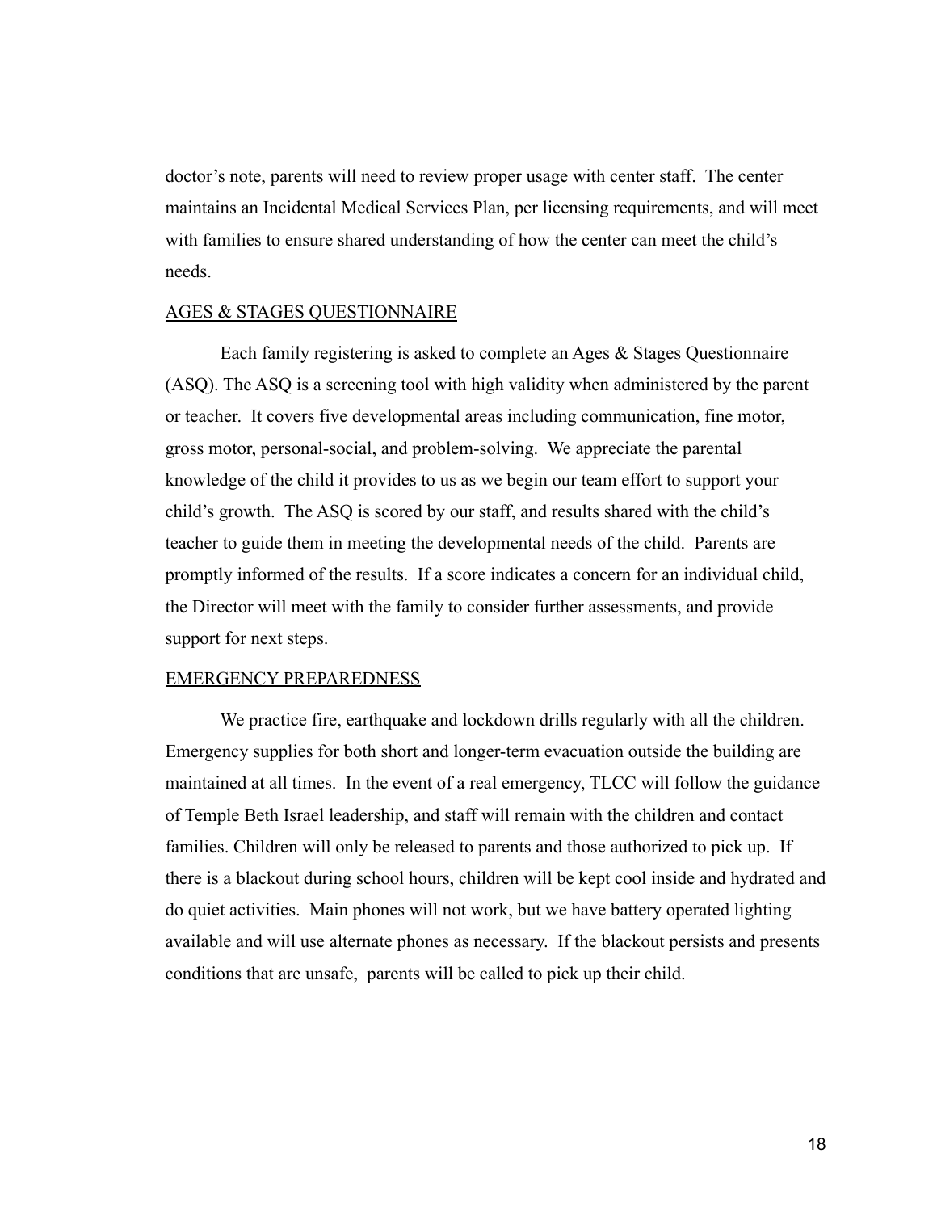doctor's note, parents will need to review proper usage with center staff. The center maintains an Incidental Medical Services Plan, per licensing requirements, and will meet with families to ensure shared understanding of how the center can meet the child's needs.

## AGES & STAGES QUESTIONNAIRE

Each family registering is asked to complete an Ages & Stages Questionnaire (ASQ). The ASQ is a screening tool with high validity when administered by the parent or teacher. It covers five developmental areas including communication, fine motor, gross motor, personal-social, and problem-solving. We appreciate the parental knowledge of the child it provides to us as we begin our team effort to support your child's growth. The ASQ is scored by our staff, and results shared with the child's teacher to guide them in meeting the developmental needs of the child. Parents are promptly informed of the results. If a score indicates a concern for an individual child, the Director will meet with the family to consider further assessments, and provide support for next steps.

## EMERGENCY PREPAREDNESS

We practice fire, earthquake and lockdown drills regularly with all the children. Emergency supplies for both short and longer-term evacuation outside the building are maintained at all times. In the event of a real emergency, TLCC will follow the guidance of Temple Beth Israel leadership, and staff will remain with the children and contact families. Children will only be released to parents and those authorized to pick up. If there is a blackout during school hours, children will be kept cool inside and hydrated and do quiet activities. Main phones will not work, but we have battery operated lighting available and will use alternate phones as necessary. If the blackout persists and presents conditions that are unsafe, parents will be called to pick up their child.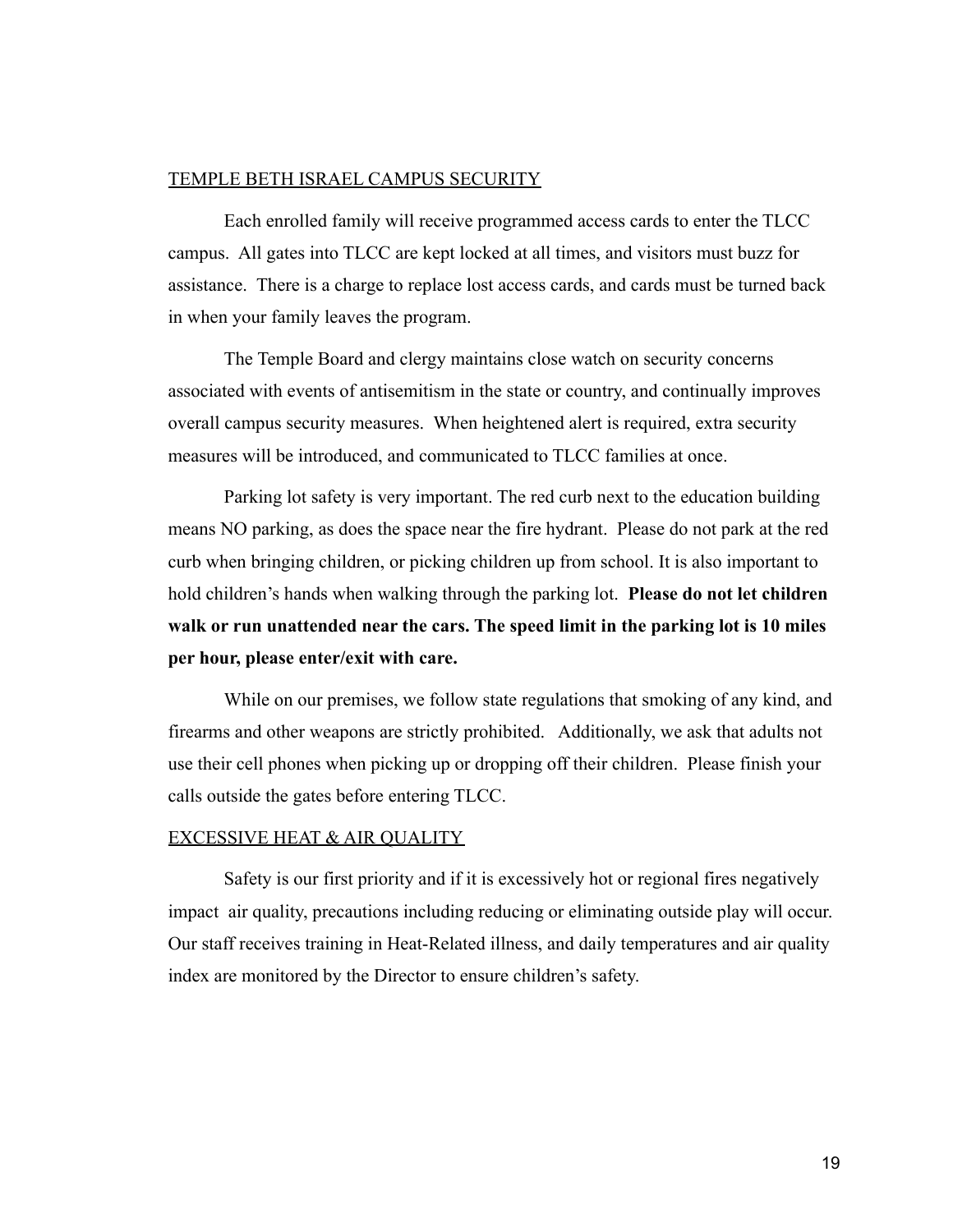## TEMPLE BETH ISRAEL CAMPUS SECURITY

Each enrolled family will receive programmed access cards to enter the TLCC campus. All gates into TLCC are kept locked at all times, and visitors must buzz for assistance. There is a charge to replace lost access cards, and cards must be turned back in when your family leaves the program.

The Temple Board and clergy maintains close watch on security concerns associated with events of antisemitism in the state or country, and continually improves overall campus security measures. When heightened alert is required, extra security measures will be introduced, and communicated to TLCC families at once.

Parking lot safety is very important. The red curb next to the education building means NO parking, as does the space near the fire hydrant. Please do not park at the red curb when bringing children, or picking children up from school. It is also important to hold children's hands when walking through the parking lot. **Please do not let children walk or run unattended near the cars. The speed limit in the parking lot is 10 miles per hour, please enter/exit with care.**

While on our premises, we follow state regulations that smoking of any kind, and firearms and other weapons are strictly prohibited. Additionally, we ask that adults not use their cell phones when picking up or dropping off their children. Please finish your calls outside the gates before entering TLCC.

## EXCESSIVE HEAT & AIR QUALITY

Safety is our first priority and if it is excessively hot or regional fires negatively impact air quality, precautions including reducing or eliminating outside play will occur. Our staff receives training in Heat-Related illness, and daily temperatures and air quality index are monitored by the Director to ensure children's safety.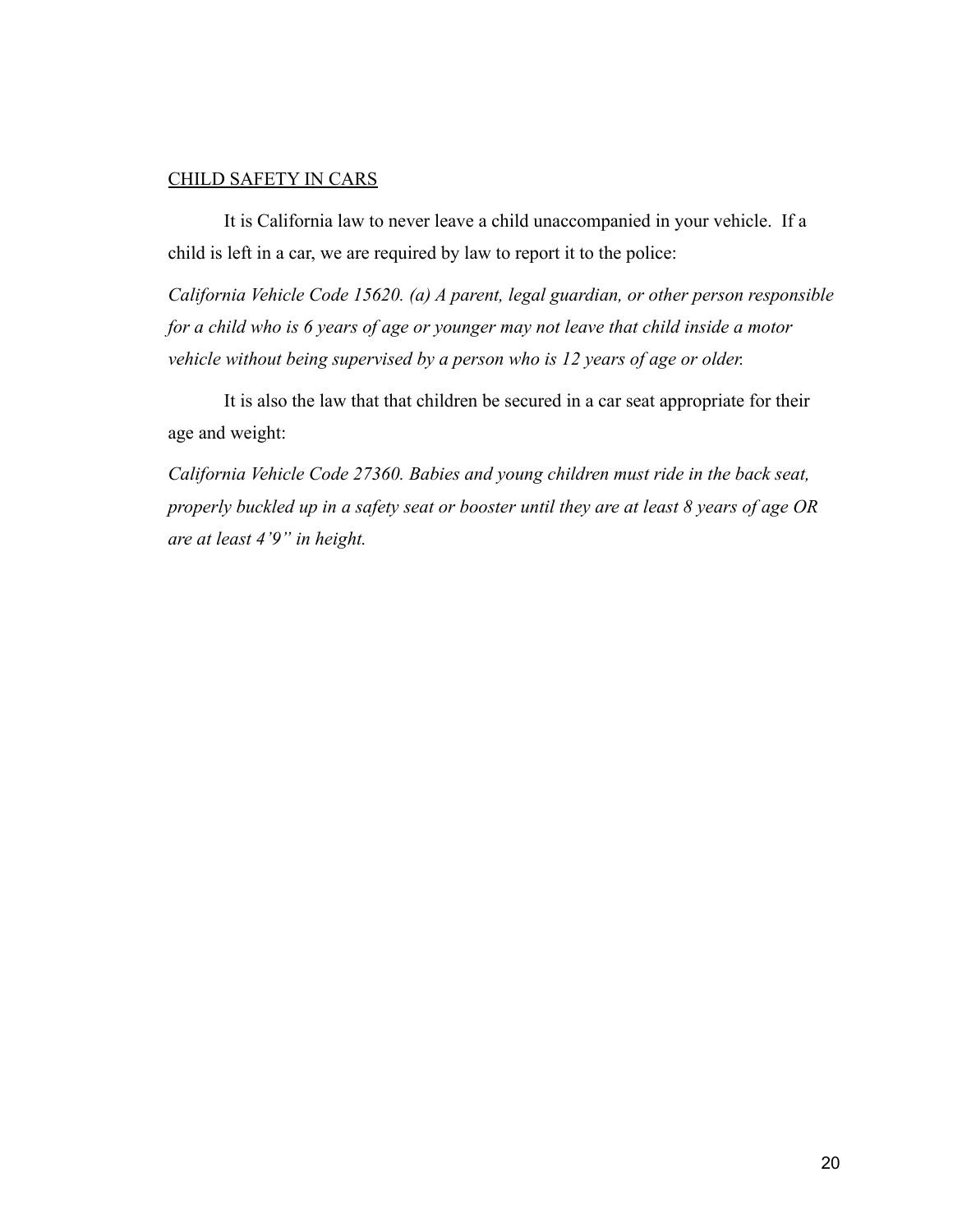## CHILD SAFETY IN CARS

It is California law to never leave a child unaccompanied in your vehicle. If a child is left in a car, we are required by law to report it to the police:

*California Vehicle Code 15620. (a) A parent, legal guardian, or other person responsible for a child who is 6 years of age or younger may not leave that child inside a motor vehicle without being supervised by a person who is 12 years of age or older.*

It is also the law that that children be secured in a car seat appropriate for their age and weight:

*California Vehicle Code 27360. Babies and young children must ride in the back seat, properly buckled up in a safety seat or booster until they are at least 8 years of age OR are at least 4'9" in height.*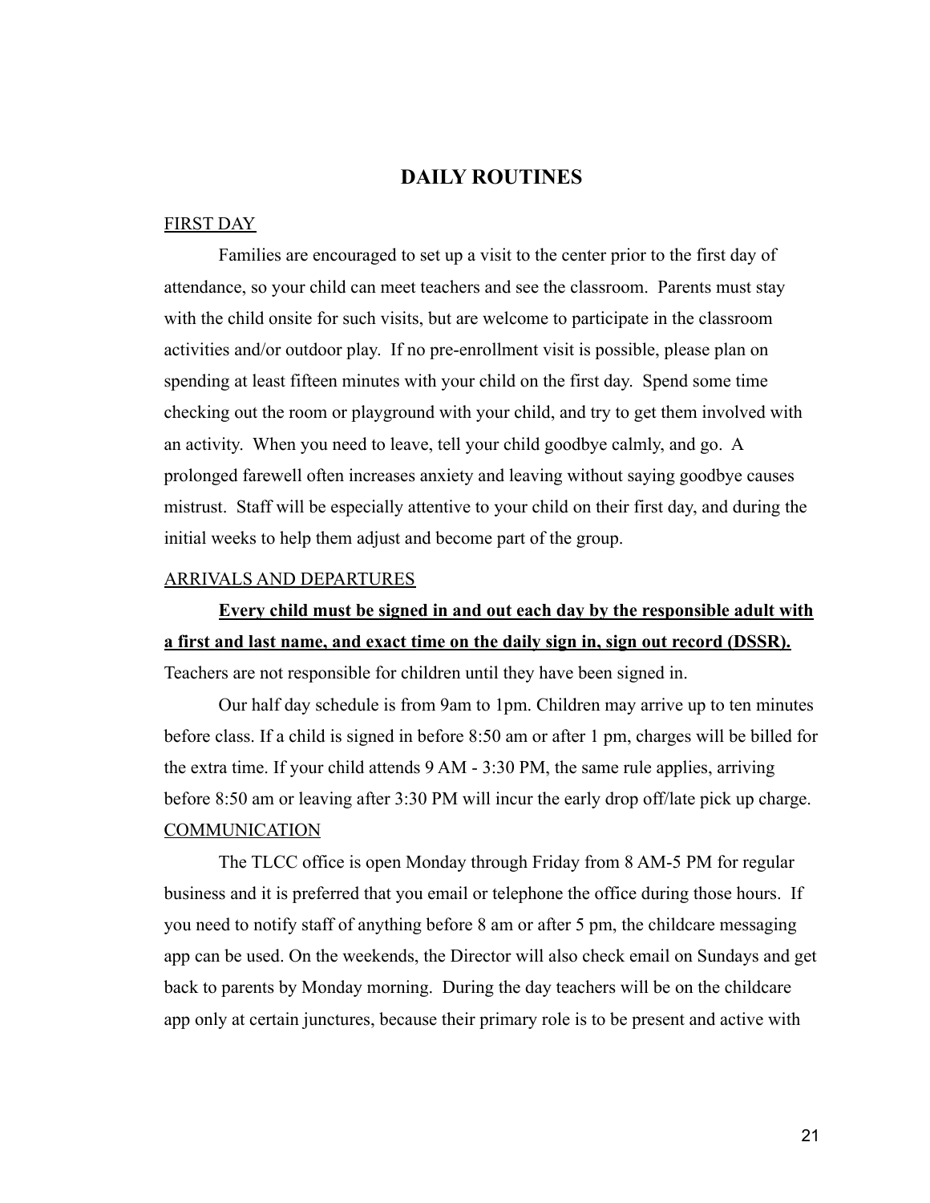# DAILY ROUTINES

FIRST DAY

Families are encouraged to set up a visit to the center prior to the first day of attendance, so your child can meet teachers and see the classroom. Parents must stay with the child onsite for such visits, but are welcome to participate in the classroom activities and/or outdoor play. If no pre-enrollment visit is possible, please plan on spending at least fifteen minutes with your child on the first day. Spend some time checking out the room or playground with your child, and try to get them involved with an activity. When you need to leave, tell your child goodbye calmly, and go. A prolonged farewell often increases anxiety and leaving without saying goodbye causes mistrust. Staff will be especially attentive to your child on their first day, and during the initial weeks to help them adjust and become part of the group.

ARRIVALS AND DEPARTURES

<u>**Every child must be signed in and out each day by the responsible adult with a first and last name, and exact time on the daily sign in, sign out record (DSSR).**</u> Teachers are not responsible for children until they have been signed in.

Our half day schedule is from 9am to 1pm. Children may arrive up to ten minutes before class. If a child is signed in before 8:50 am or after 1 pm, charges will be billed for the extra time. If your child attends 9 AM - 3:30 PM, the same rule applies, arriving before 8:50 am or leaving after 3:30 PM will incur the early drop off/late pick up charge.

COMMUNICATION

The TLCC office is open Monday through Friday from 8 AM-5 PM for regular business and it is preferred that you email or telephone the office during those hours. If you need to notify staff of anything before 8 am or after 5 pm, the childcare messaging app can be used. On the weekends, the Director will also check email on Sundays and get back to parents by Monday morning. During the day teachers will be on the childcare app only at certain junctures, because their primary role is to be present and active with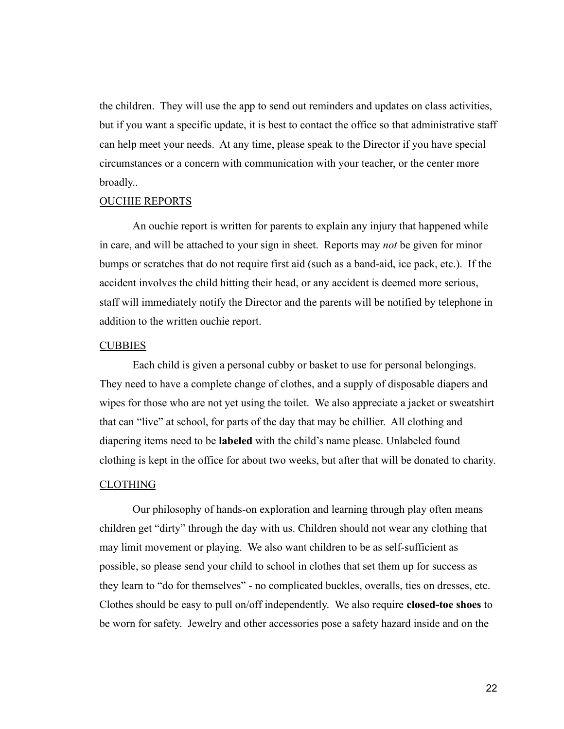the children. They will use the app to send out reminders and updates on class activities, but if you want a specific update, it is best to contact the office so that administrative staff can help meet your needs. At any time, please speak to the Director if you have special circumstances or a concern with communication with your teacher, or the center more broadly..

## OUCHIE REPORTS

An ouchie report is written for parents to explain any injury that happened while in care, and will be attached to your sign in sheet. Reports may *not* be given for minor bumps or scratches that do not require first aid (such as a band-aid, ice pack, etc.). If the accident involves the child hitting their head, or any accident is deemed more serious, staff will immediately notify the Director and the parents will be notified by telephone in addition to the written ouchie report.

## CUBBIES

Each child is given a personal cubby or basket to use for personal belongings. They need to have a complete change of clothes, and a supply of disposable diapers and wipes for those who are not yet using the toilet. We also appreciate a jacket or sweatshirt that can "live" at school, for parts of the day that may be chillier. All clothing and diapering items need to be **labeled** with the child's name please. Unlabeled found clothing is kept in the office for about two weeks, but after that will be donated to charity.

## CLOTHING

Our philosophy of hands-on exploration and learning through play often means children get "dirty" through the day with us. Children should not wear any clothing that may limit movement or playing. We also want children to be as self-sufficient as possible, so please send your child to school in clothes that set them up for success as they learn to "do for themselves" - no complicated buckles, overalls, ties on dresses, etc. Clothes should be easy to pull on/off independently. We also require **closed-toe shoes** to be worn for safety. Jewelry and other accessories pose a safety hazard inside and on the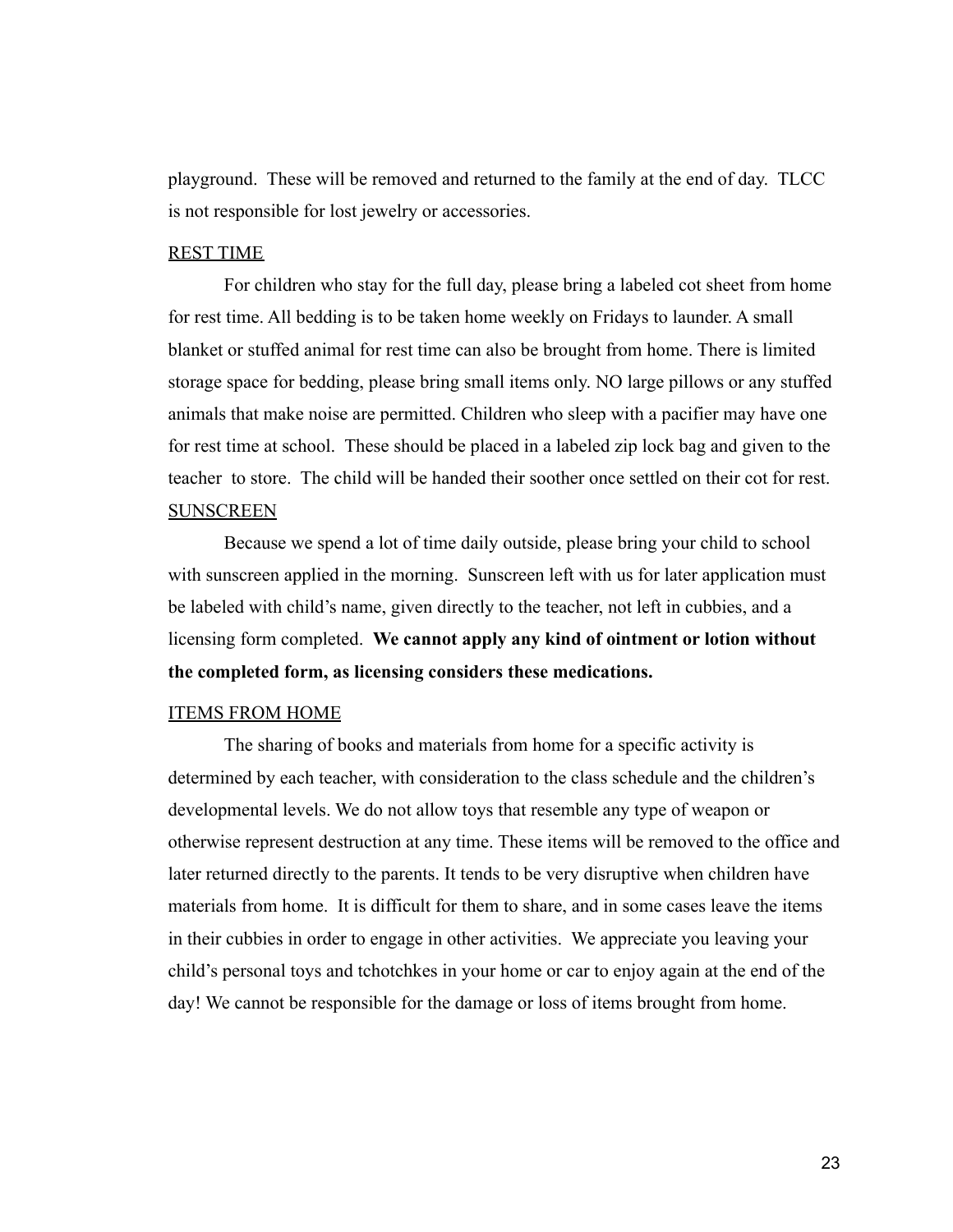playground. These will be removed and returned to the family at the end of day. TLCC is not responsible for lost jewelry or accessories.

## REST TIME

For children who stay for the full day, please bring a labeled cot sheet from home for rest time. All bedding is to be taken home weekly on Fridays to launder. A small blanket or stuffed animal for rest time can also be brought from home. There is limited storage space for bedding, please bring small items only. NO large pillows or any stuffed animals that make noise are permitted. Children who sleep with a pacifier may have one for rest time at school. These should be placed in a labeled zip lock bag and given to the teacher to store. The child will be handed their soother once settled on their cot for rest.

## SUNSCREEN

Because we spend a lot of time daily outside, please bring your child to school with sunscreen applied in the morning. Sunscreen left with us for later application must be labeled with child's name, given directly to the teacher, not left in cubbies, and a licensing form completed. **We cannot apply any kind of ointment or lotion without the completed form, as licensing considers these medications.**

## ITEMS FROM HOME

The sharing of books and materials from home for a specific activity is determined by each teacher, with consideration to the class schedule and the children's developmental levels. We do not allow toys that resemble any type of weapon or otherwise represent destruction at any time. These items will be removed to the office and later returned directly to the parents. It tends to be very disruptive when children have materials from home. It is difficult for them to share, and in some cases leave the items in their cubbies in order to engage in other activities. We appreciate you leaving your child's personal toys and tchotchkes in your home or car to enjoy again at the end of the day! We cannot be responsible for the damage or loss of items brought from home.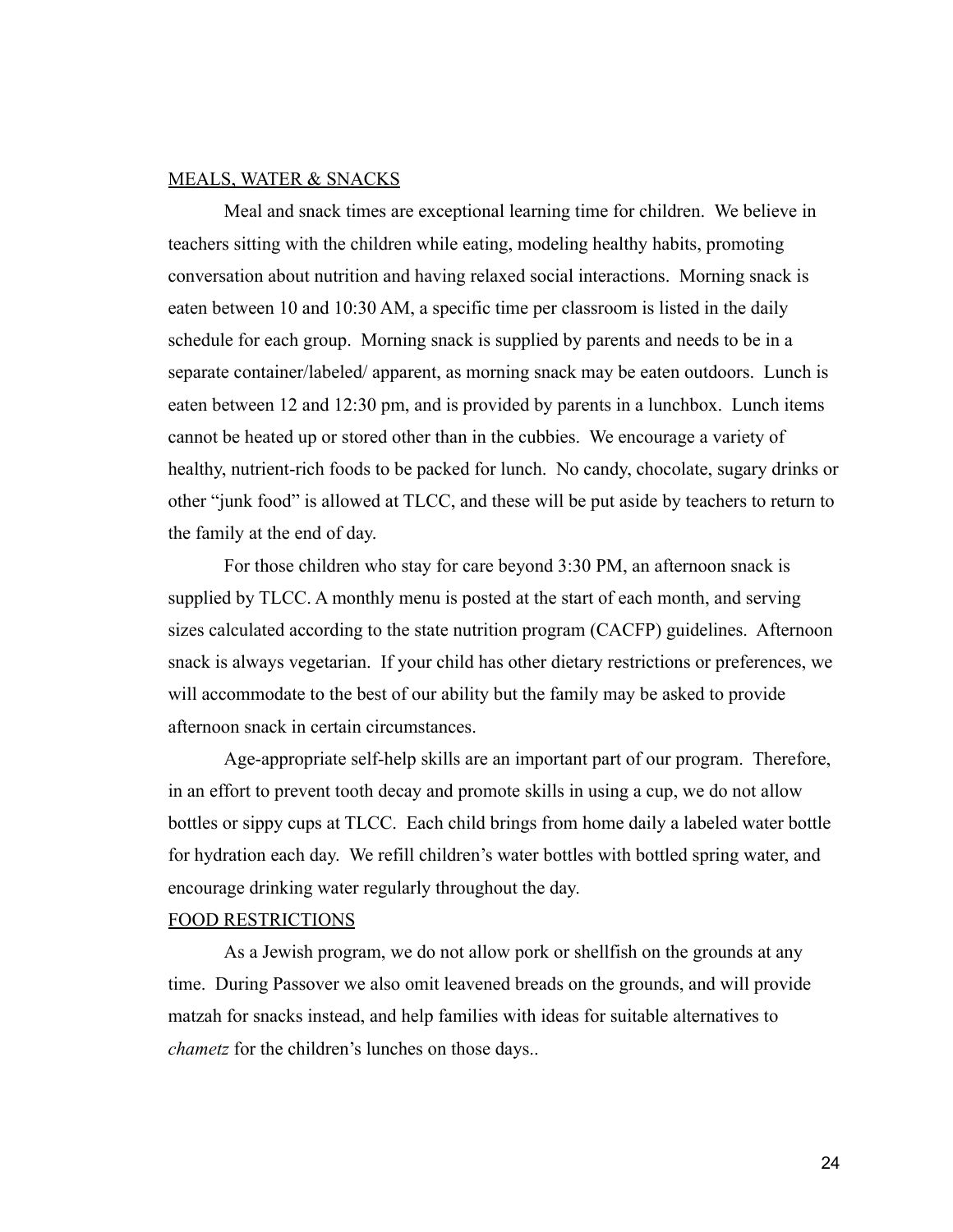## MEALS, WATER & SNACKS

Meal and snack times are exceptional learning time for children. We believe in teachers sitting with the children while eating, modeling healthy habits, promoting conversation about nutrition and having relaxed social interactions. Morning snack is eaten between 10 and 10:30 AM, a specific time per classroom is listed in the daily schedule for each group. Morning snack is supplied by parents and needs to be in a separate container/labeled/ apparent, as morning snack may be eaten outdoors. Lunch is eaten between 12 and 12:30 pm, and is provided by parents in a lunchbox. Lunch items cannot be heated up or stored other than in the cubbies. We encourage a variety of healthy, nutrient-rich foods to be packed for lunch. No candy, chocolate, sugary drinks or other "junk food" is allowed at TLCC, and these will be put aside by teachers to return to the family at the end of day.

For those children who stay for care beyond 3:30 PM, an afternoon snack is supplied by TLCC. A monthly menu is posted at the start of each month, and serving sizes calculated according to the state nutrition program (CACFP) guidelines. Afternoon snack is always vegetarian. If your child has other dietary restrictions or preferences, we will accommodate to the best of our ability but the family may be asked to provide afternoon snack in certain circumstances.

Age-appropriate self-help skills are an important part of our program. Therefore, in an effort to prevent tooth decay and promote skills in using a cup, we do not allow bottles or sippy cups at TLCC. Each child brings from home daily a labeled water bottle for hydration each day. We refill children's water bottles with bottled spring water, and encourage drinking water regularly throughout the day.

## FOOD RESTRICTIONS

As a Jewish program, we do not allow pork or shellfish on the grounds at any time. During Passover we also omit leavened breads on the grounds, and will provide matzah for snacks instead, and help families with ideas for suitable alternatives to *chametz* for the children's lunches on those days..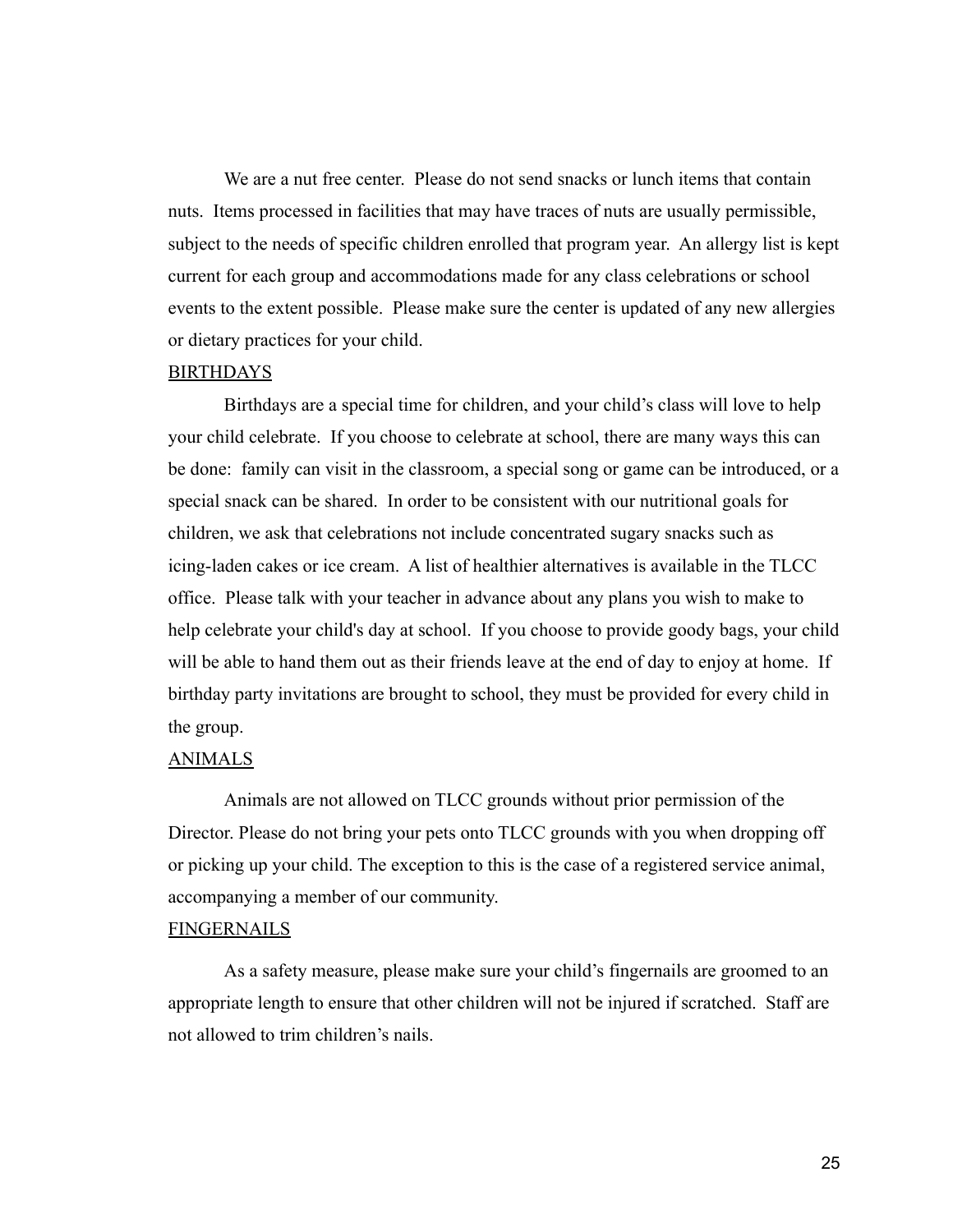We are a nut free center. Please do not send snacks or lunch items that contain nuts. Items processed in facilities that may have traces of nuts are usually permissible, subject to the needs of specific children enrolled that program year. An allergy list is kept current for each group and accommodations made for any class celebrations or school events to the extent possible. Please make sure the center is updated of any new allergies or dietary practices for your child.

## BIRTHDAYS

Birthdays are a special time for children, and your child's class will love to help your child celebrate. If you choose to celebrate at school, there are many ways this can be done: family can visit in the classroom, a special song or game can be introduced, or a special snack can be shared. In order to be consistent with our nutritional goals for children, we ask that celebrations not include concentrated sugary snacks such as icing-laden cakes or ice cream. A list of healthier alternatives is available in the TLCC office. Please talk with your teacher in advance about any plans you wish to make to help celebrate your child's day at school. If you choose to provide goody bags, your child will be able to hand them out as their friends leave at the end of day to enjoy at home. If birthday party invitations are brought to school, they must be provided for every child in the group.

## ANIMALS

Animals are not allowed on TLCC grounds without prior permission of the Director. Please do not bring your pets onto TLCC grounds with you when dropping off or picking up your child. The exception to this is the case of a registered service animal, accompanying a member of our community.

## FINGERNAILS

As a safety measure, please make sure your child's fingernails are groomed to an appropriate length to ensure that other children will not be injured if scratched. Staff are not allowed to trim children's nails.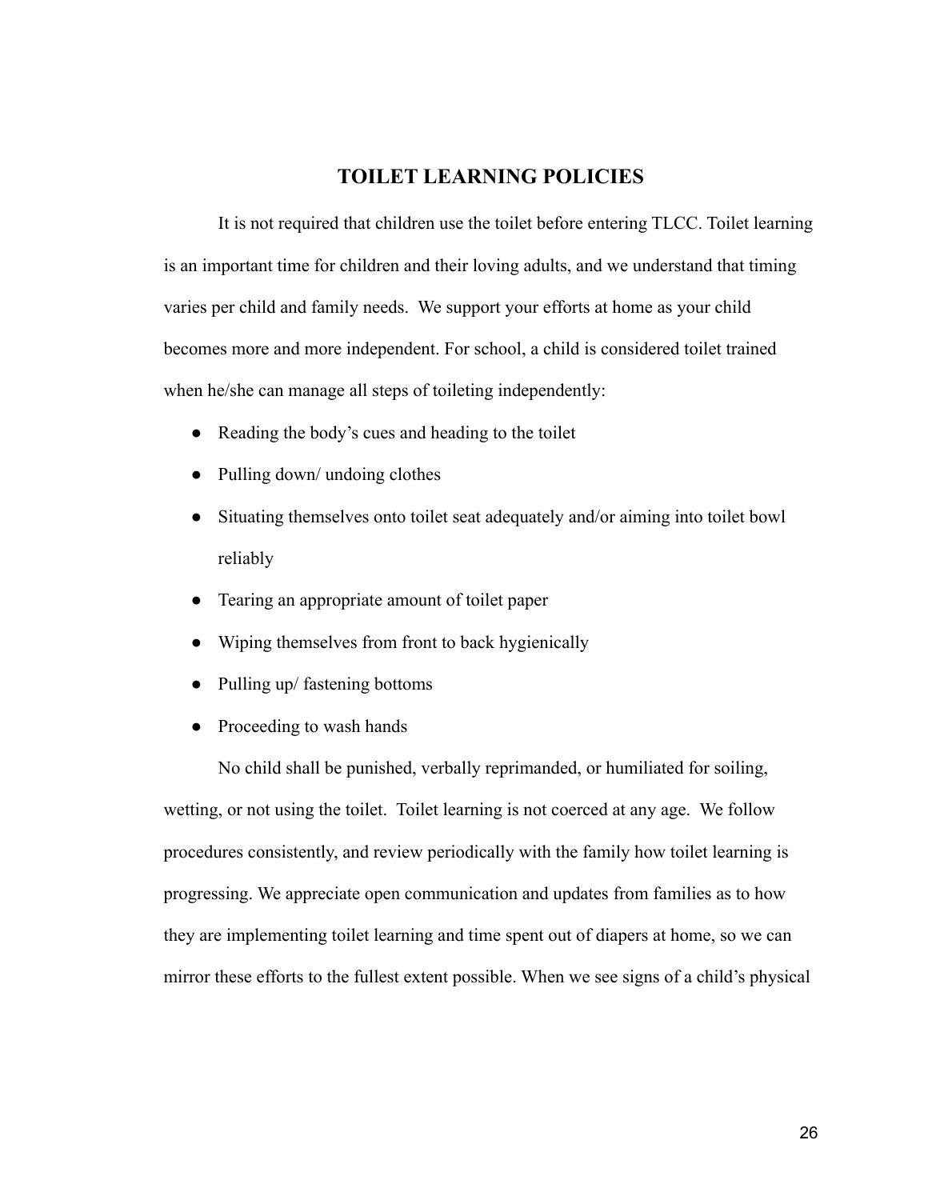## TOILET LEARNING POLICIES

It is not required that children use the toilet before entering TLCC. Toilet learning is an important time for children and their loving adults, and we understand that timing varies per child and family needs. We support your efforts at home as your child becomes more and more independent. For school, a child is considered toilet trained when he/she can manage all steps of toileting independently:

- Reading the body's cues and heading to the toilet
- Pulling down/ undoing clothes
- Situating themselves onto toilet seat adequately and/or aiming into toilet bowl reliably
- Tearing an appropriate amount of toilet paper
- Wiping themselves from front to back hygienically
- Pulling up/ fastening bottoms
- Proceeding to wash hands

No child shall be punished, verbally reprimanded, or humiliated for soiling, wetting, or not using the toilet. Toilet learning is not coerced at any age. We follow procedures consistently, and review periodically with the family how toilet learning is progressing. We appreciate open communication and updates from families as to how they are implementing toilet learning and time spent out of diapers at home, so we can mirror these efforts to the fullest extent possible. When we see signs of a child's physical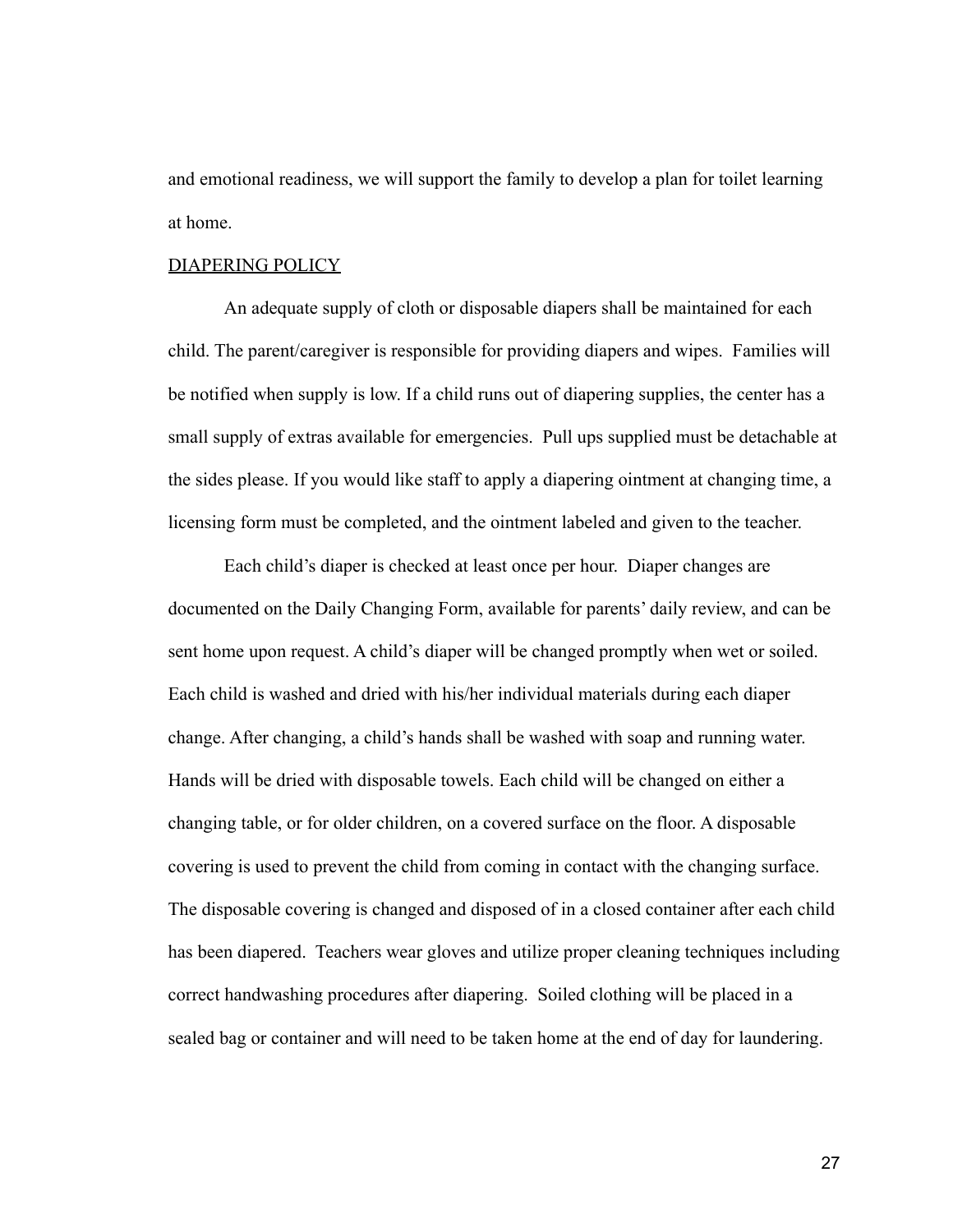and emotional readiness, we will support the family to develop a plan for toilet learning at home.

## DIAPERING POLICY

An adequate supply of cloth or disposable diapers shall be maintained for each child. The parent/caregiver is responsible for providing diapers and wipes. Families will be notified when supply is low. If a child runs out of diapering supplies, the center has a small supply of extras available for emergencies. Pull ups supplied must be detachable at the sides please. If you would like staff to apply a diapering ointment at changing time, a licensing form must be completed, and the ointment labeled and given to the teacher.

Each child's diaper is checked at least once per hour. Diaper changes are documented on the Daily Changing Form, available for parents' daily review, and can be sent home upon request. A child's diaper will be changed promptly when wet or soiled. Each child is washed and dried with his/her individual materials during each diaper change. After changing, a child's hands shall be washed with soap and running water. Hands will be dried with disposable towels. Each child will be changed on either a changing table, or for older children, on a covered surface on the floor. A disposable covering is used to prevent the child from coming in contact with the changing surface. The disposable covering is changed and disposed of in a closed container after each child has been diapered. Teachers wear gloves and utilize proper cleaning techniques including correct handwashing procedures after diapering. Soiled clothing will be placed in a sealed bag or container and will need to be taken home at the end of day for laundering.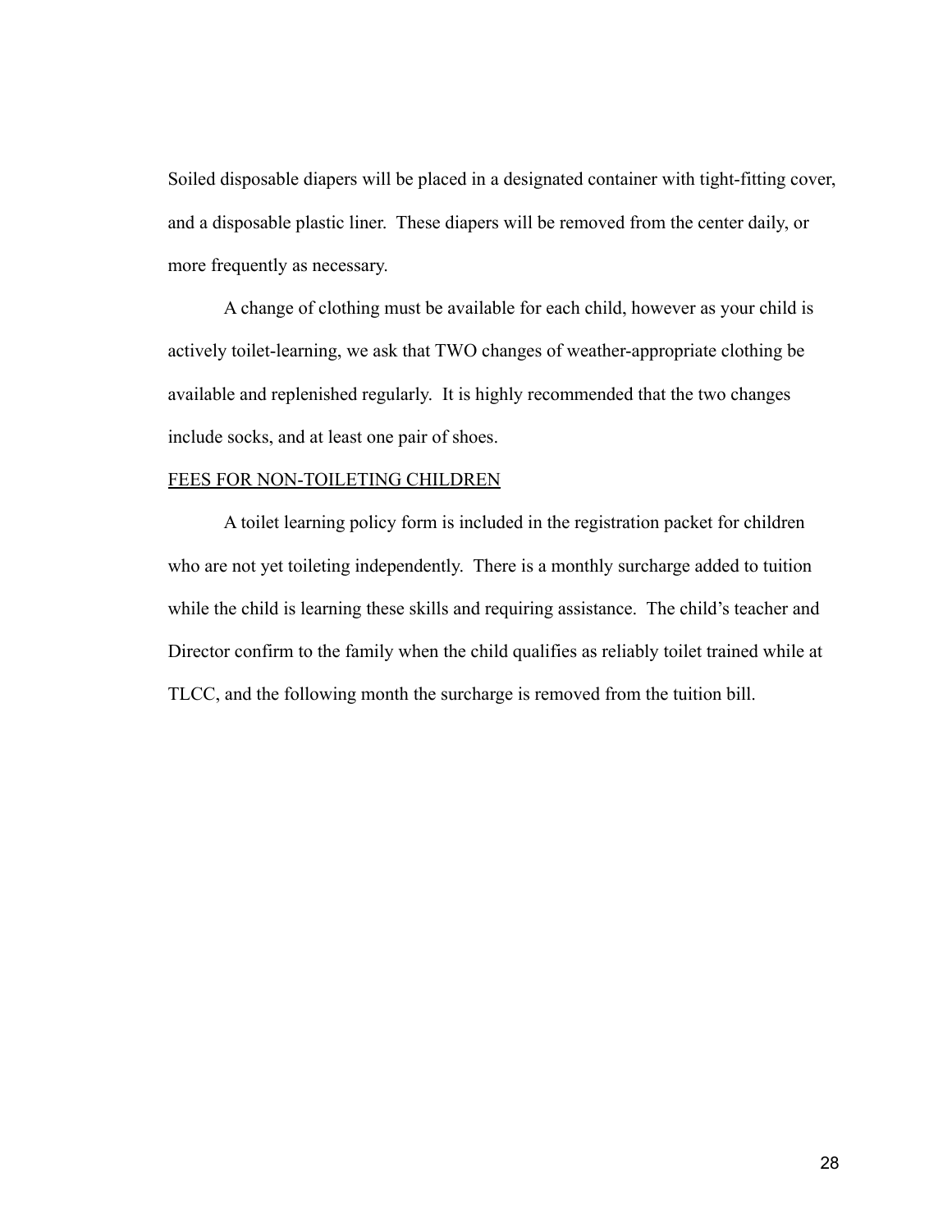Soiled disposable diapers will be placed in a designated container with tight-fitting cover, and a disposable plastic liner. These diapers will be removed from the center daily, or more frequently as necessary.

A change of clothing must be available for each child, however as your child is actively toilet-learning, we ask that TWO changes of weather-appropriate clothing be available and replenished regularly. It is highly recommended that the two changes include socks, and at least one pair of shoes.

## FEES FOR NON-TOILETING CHILDREN

A toilet learning policy form is included in the registration packet for children who are not yet toileting independently. There is a monthly surcharge added to tuition while the child is learning these skills and requiring assistance. The child's teacher and Director confirm to the family when the child qualifies as reliably toilet trained while at TLCC, and the following month the surcharge is removed from the tuition bill.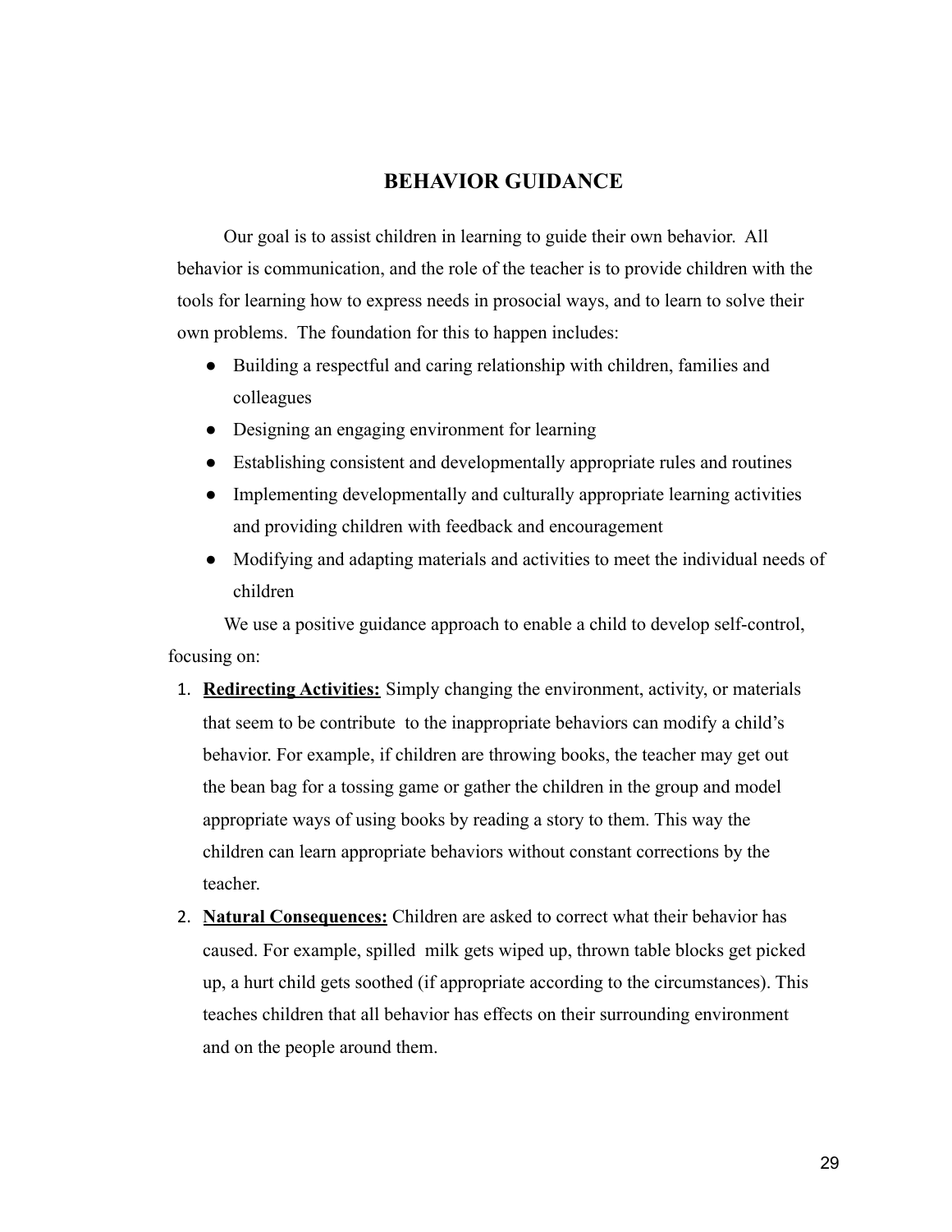## BEHAVIOR GUIDANCE

Our goal is to assist children in learning to guide their own behavior. All behavior is communication, and the role of the teacher is to provide children with the tools for learning how to express needs in prosocial ways, and to learn to solve their own problems. The foundation for this to happen includes:

- Building a respectful and caring relationship with children, families and colleagues
- Designing an engaging environment for learning
- Establishing consistent and developmentally appropriate rules and routines
- Implementing developmentally and culturally appropriate learning activities and providing children with feedback and encouragement
- Modifying and adapting materials and activities to meet the individual needs of children

We use a positive guidance approach to enable a child to develop self-control, focusing on:

1. **Redirecting Activities:** Simply changing the environment, activity, or materials that seem to be contribute to the inappropriate behaviors can modify a child's behavior. For example, if children are throwing books, the teacher may get out the bean bag for a tossing game or gather the children in the group and model appropriate ways of using books by reading a story to them. This way the children can learn appropriate behaviors without constant corrections by the teacher.
2. **Natural Consequences:** Children are asked to correct what their behavior has caused. For example, spilled milk gets wiped up, thrown table blocks get picked up, a hurt child gets soothed (if appropriate according to the circumstances). This teaches children that all behavior has effects on their surrounding environment and on the people around them.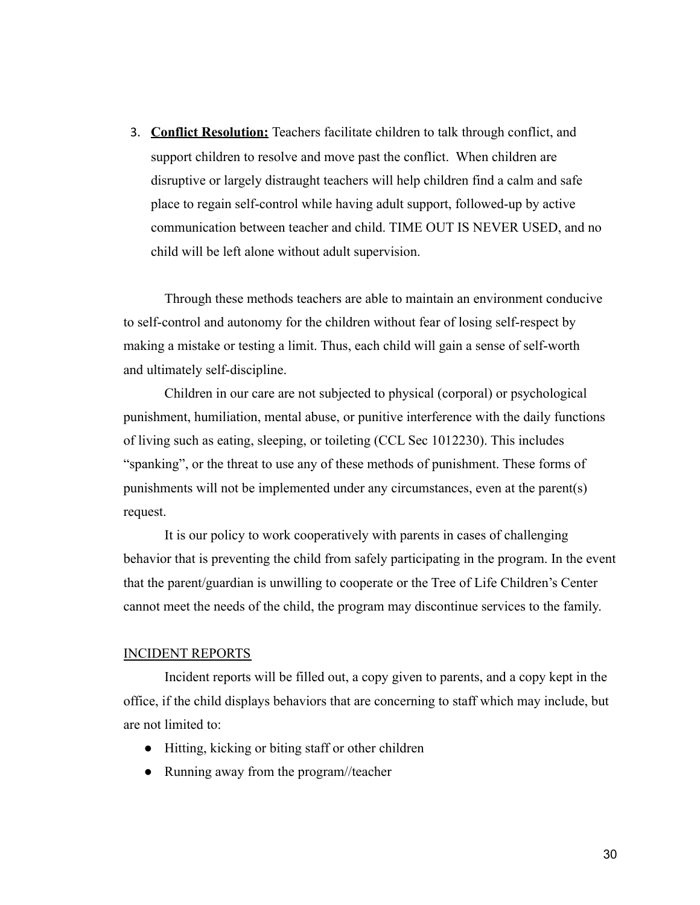3. **Conflict Resolution:** Teachers facilitate children to talk through conflict, and support children to resolve and move past the conflict. When children are disruptive or largely distraught teachers will help children find a calm and safe place to regain self-control while having adult support, followed-up by active communication between teacher and child. TIME OUT IS NEVER USED, and no child will be left alone without adult supervision.

Through these methods teachers are able to maintain an environment conducive to self-control and autonomy for the children without fear of losing self-respect by making a mistake or testing a limit. Thus, each child will gain a sense of self-worth and ultimately self-discipline.

Children in our care are not subjected to physical (corporal) or psychological punishment, humiliation, mental abuse, or punitive interference with the daily functions of living such as eating, sleeping, or toileting (CCL Sec 1012230). This includes "spanking", or the threat to use any of these methods of punishment. These forms of punishments will not be implemented under any circumstances, even at the parent(s) request.

It is our policy to work cooperatively with parents in cases of challenging behavior that is preventing the child from safely participating in the program. In the event that the parent/guardian is unwilling to cooperate or the Tree of Life Children's Center cannot meet the needs of the child, the program may discontinue services to the family.

## INCIDENT REPORTS

Incident reports will be filled out, a copy given to parents, and a copy kept in the office, if the child displays behaviors that are concerning to staff which may include, but are not limited to:

- Hitting, kicking or biting staff or other children
- Running away from the program//teacher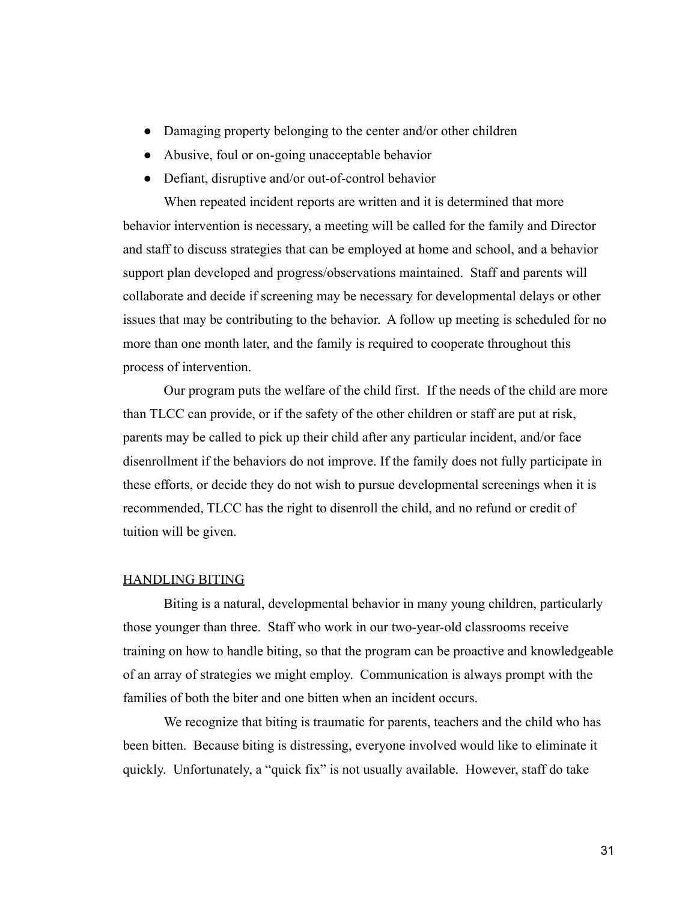- Damaging property belonging to the center and/or other children
- Abusive, foul or on-going unacceptable behavior
- Defiant, disruptive and/or out-of-control behavior

When repeated incident reports are written and it is determined that more behavior intervention is necessary, a meeting will be called for the family and Director and staff to discuss strategies that can be employed at home and school, and a behavior support plan developed and progress/observations maintained. Staff and parents will collaborate and decide if screening may be necessary for developmental delays or other issues that may be contributing to the behavior. A follow up meeting is scheduled for no more than one month later, and the family is required to cooperate throughout this process of intervention.

Our program puts the welfare of the child first. If the needs of the child are more than TLCC can provide, or if the safety of the other children or staff are put at risk, parents may be called to pick up their child after any particular incident, and/or face disenrollment if the behaviors do not improve. If the family does not fully participate in these efforts, or decide they do not wish to pursue developmental screenings when it is recommended, TLCC has the right to disenroll the child, and no refund or credit of tuition will be given.

<u>HANDLING BITING</u>

Biting is a natural, developmental behavior in many young children, particularly those younger than three. Staff who work in our two-year-old classrooms receive training on how to handle biting, so that the program can be proactive and knowledgeable of an array of strategies we might employ. Communication is always prompt with the families of both the biter and one bitten when an incident occurs.

We recognize that biting is traumatic for parents, teachers and the child who has been bitten. Because biting is distressing, everyone involved would like to eliminate it quickly. Unfortunately, a "quick fix" is not usually available. However, staff do take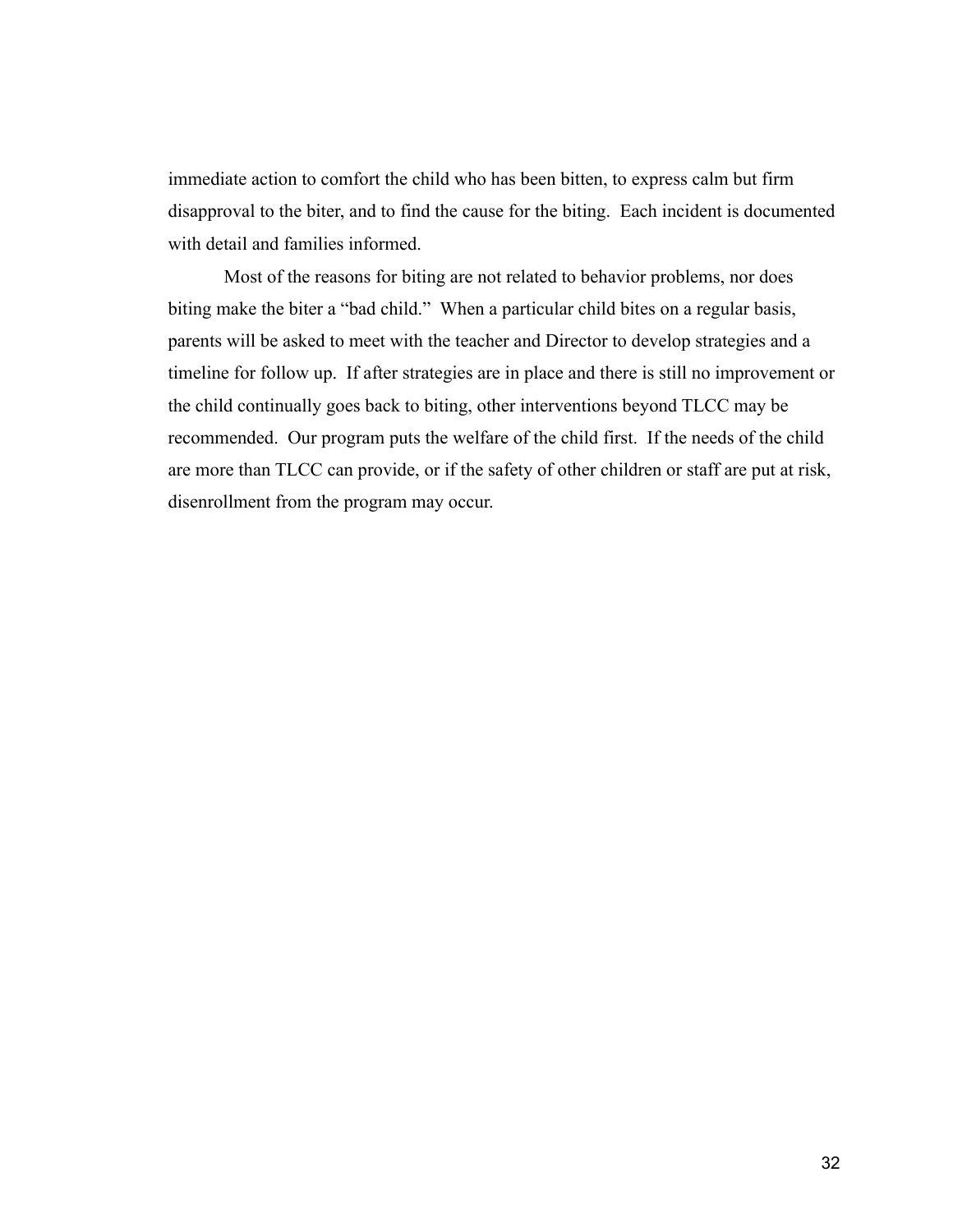immediate action to comfort the child who has been bitten, to express calm but firm disapproval to the biter, and to find the cause for the biting. Each incident is documented with detail and families informed.

Most of the reasons for biting are not related to behavior problems, nor does biting make the biter a "bad child." When a particular child bites on a regular basis, parents will be asked to meet with the teacher and Director to develop strategies and a timeline for follow up. If after strategies are in place and there is still no improvement or the child continually goes back to biting, other interventions beyond TLCC may be recommended. Our program puts the welfare of the child first. If the needs of the child are more than TLCC can provide, or if the safety of other children or staff are put at risk, disenrollment from the program may occur.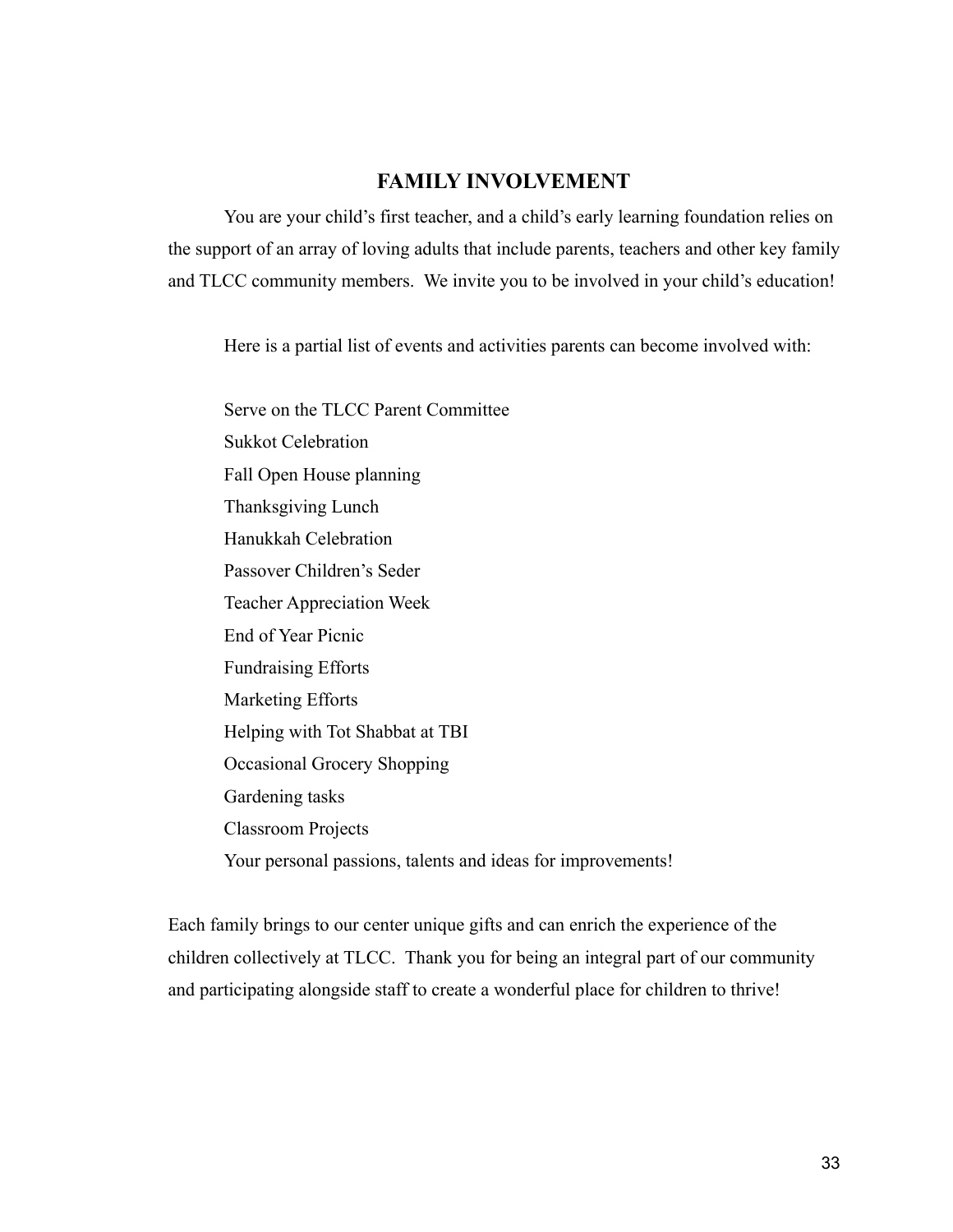## FAMILY INVOLVEMENT

You are your child's first teacher, and a child's early learning foundation relies on the support of an array of loving adults that include parents, teachers and other key family and TLCC community members. We invite you to be involved in your child's education!

Here is a partial list of events and activities parents can become involved with:

- Serve on the TLCC Parent Committee
- Sukkot Celebration
- Fall Open House planning
- Thanksgiving Lunch
- Hanukkah Celebration
- Passover Children's Seder
- Teacher Appreciation Week
- End of Year Picnic
- Fundraising Efforts
- Marketing Efforts
- Helping with Tot Shabbat at TBI
- Occasional Grocery Shopping
- Gardening tasks
- Classroom Projects
- Your personal passions, talents and ideas for improvements!

Each family brings to our center unique gifts and can enrich the experience of the children collectively at TLCC. Thank you for being an integral part of our community and participating alongside staff to create a wonderful place for children to thrive!